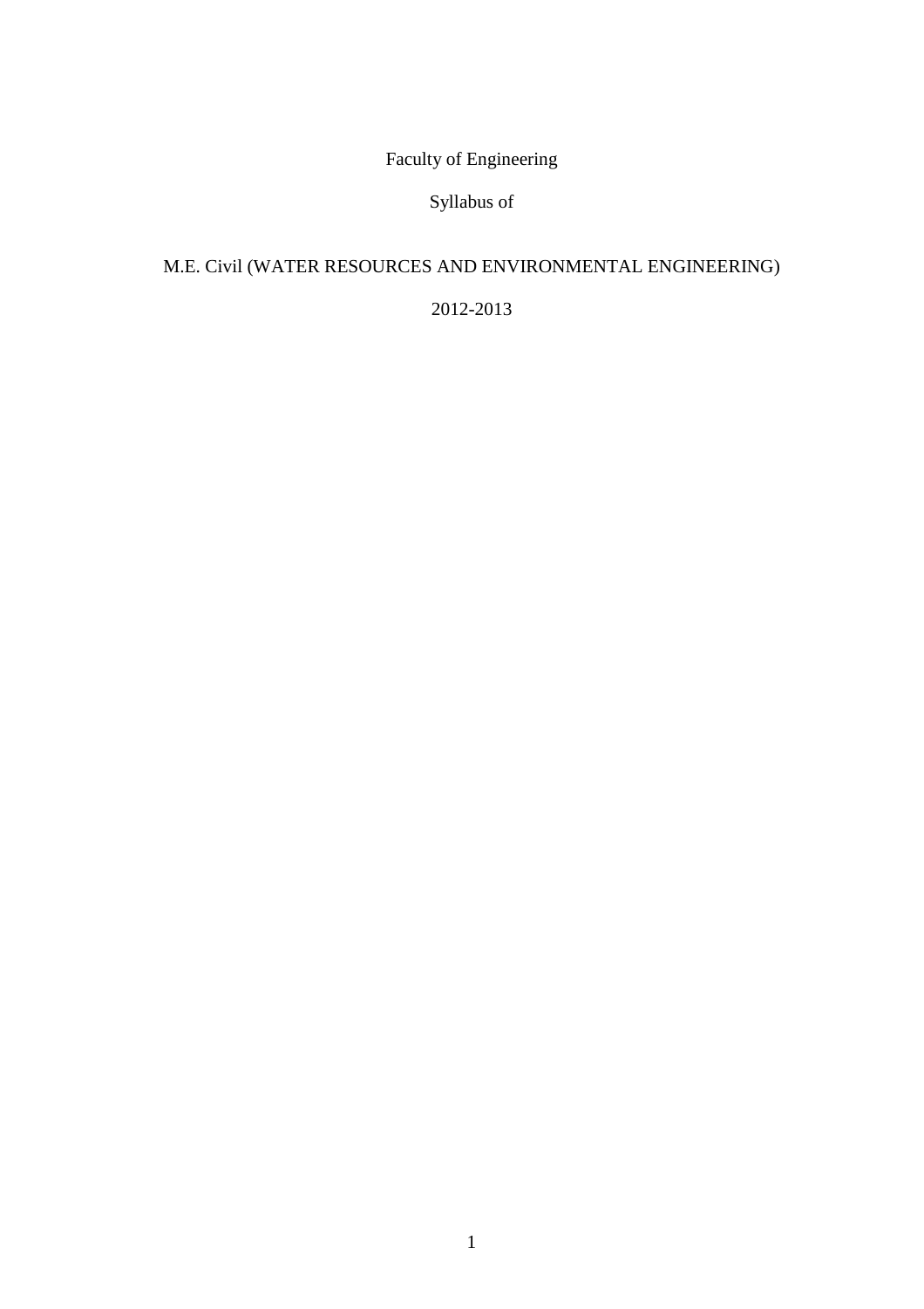Faculty of Engineering

Syllabus of

# M.E. Civil (WATER RESOURCES AND ENVIRONMENTAL ENGINEERING)

2012-2013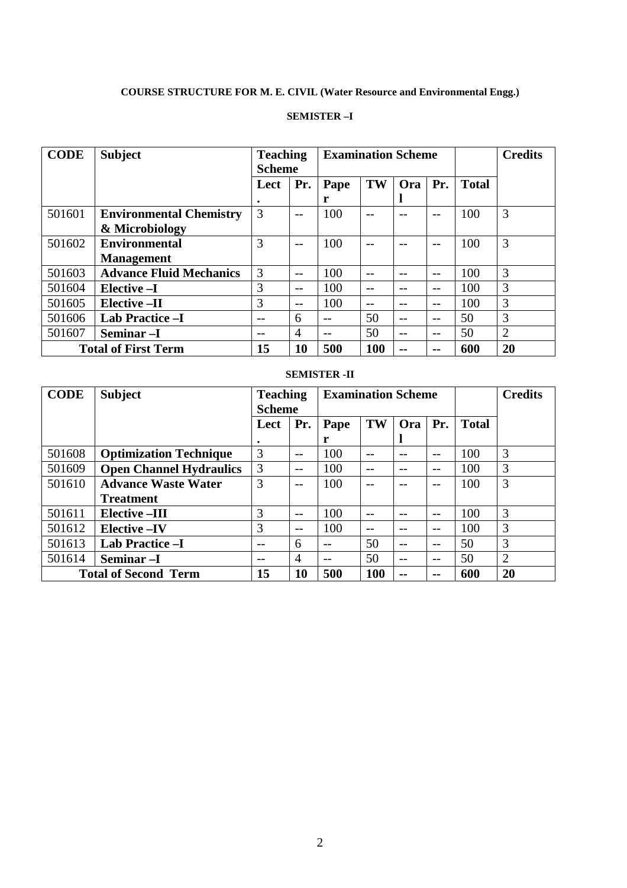**COURSE STRUCTURE FOR M. E. CIVIL (Water Resource and Environmental Engg.)**

**SEMISTER –I**

| CODE | Subject | Teaching Scheme | | Examination Scheme | | | | | Credits |
|---|---|---|---|---|---|---|---|---|---|
| | | Lect. | Pr. | Paper | TW | Oral | Pr. | Total | |
| 501601 | **Environmental Chemistry & Microbiology** | 3 | -- | 100 | -- | -- | -- | 100 | 3 |
| 501602 | **Environmental Management** | 3 | -- | 100 | -- | -- | -- | 100 | 3 |
| 501603 | **Advance Fluid Mechanics** | 3 | -- | 100 | -- | -- | -- | 100 | 3 |
| 501604 | **Elective –I** | 3 | -- | 100 | -- | -- | -- | 100 | 3 |
| 501605 | **Elective –II** | 3 | -- | 100 | -- | -- | -- | 100 | 3 |
| 501606 | **Lab Practice –I** | -- | 6 | -- | 50 | -- | -- | 50 | 3 |
| 501607 | **Seminar –I** | -- | 4 | -- | 50 | -- | -- | 50 | 2 |
| **Total of First Term** | | **15** | **10** | **500** | **100** | **--** | **--** | **600** | **20** |

**SEMISTER -II**

| CODE | Subject | Teaching Scheme | | Examination Scheme | | | | | Credits |
|---|---|---|---|---|---|---|---|---|---|
| | | Lect. | Pr. | Paper | TW | Oral | Pr. | Total | |
| 501608 | **Optimization Technique** | 3 | -- | 100 | -- | -- | -- | 100 | 3 |
| 501609 | **Open Channel Hydraulics** | 3 | -- | 100 | -- | -- | -- | 100 | 3 |
| 501610 | **Advance Waste Water Treatment** | 3 | -- | 100 | -- | -- | -- | 100 | 3 |
| 501611 | **Elective –III** | 3 | -- | 100 | -- | -- | -- | 100 | 3 |
| 501612 | **Elective –IV** | 3 | -- | 100 | -- | -- | -- | 100 | 3 |
| 501613 | **Lab Practice –I** | -- | 6 | -- | 50 | -- | -- | 50 | 3 |
| 501614 | **Seminar –I** | -- | 4 | -- | 50 | -- | -- | 50 | 2 |
| **Total of Second Term** | | **15** | **10** | **500** | **100** | **--** | **--** | **600** | **20** |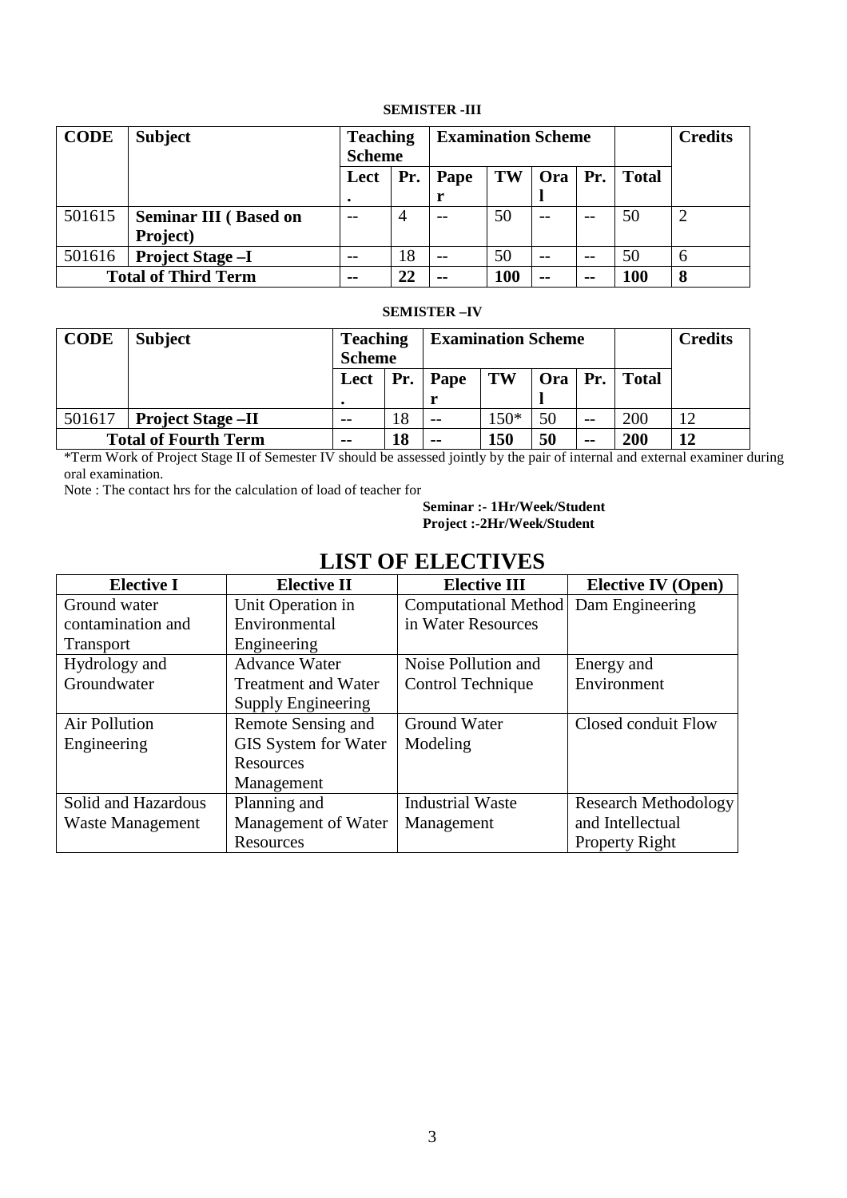**SEMISTER -III**

| CODE | Subject | Teaching Scheme | | Examination Scheme | | | | | Credits |
|---|---|---|---|---|---|---|---|---|---|
| | | Lect. | Pr. | Paper | TW | Oral | Pr. | Total | |
| 501615 | **Seminar III ( Based on Project)** | -- | 4 | -- | 50 | -- | -- | 50 | 2 |
| 501616 | **Project Stage –I** | -- | 18 | -- | 50 | -- | -- | 50 | 6 |
| **Total of Third Term** | | **--** | **22** | **--** | **100** | **--** | **--** | **100** | **8** |

**SEMISTER –IV**

| CODE | Subject | Teaching Scheme | | Examination Scheme | | | | | Credits |
|---|---|---|---|---|---|---|---|---|---|
| | | Lect. | Pr. | Paper | TW | Oral | Pr. | Total | |
| 501617 | **Project Stage –II** | -- | 18 | -- | 150* | 50 | -- | 200 | 12 |
| **Total of Fourth Term** | | **--** | **18** | **--** | **150** | **50** | **--** | **200** | **12** |

*Term Work of Project Stage II of Semester IV should be assessed jointly by the pair of internal and external examiner during oral examination.

Note : The contact hrs for the calculation of load of teacher for

**Seminar :- 1Hr/Week/Student**
**Project :-2Hr/Week/Student**

# LIST OF ELECTIVES

| Elective I | Elective II | Elective III | Elective IV (Open) |
|---|---|---|---|
| Ground water contamination and Transport | Unit Operation in Environmental Engineering | Computational Method in Water Resources | Dam Engineering |
| Hydrology and Groundwater | Advance Water Treatment and Water Supply Engineering | Noise Pollution and Control Technique | Energy and Environment |
| Air Pollution Engineering | Remote Sensing and GIS System for Water Resources Management | Ground Water Modeling | Closed conduit Flow |
| Solid and Hazardous Waste Management | Planning and Management of Water Resources | Industrial Waste Management | Research Methodology and Intellectual Property Right |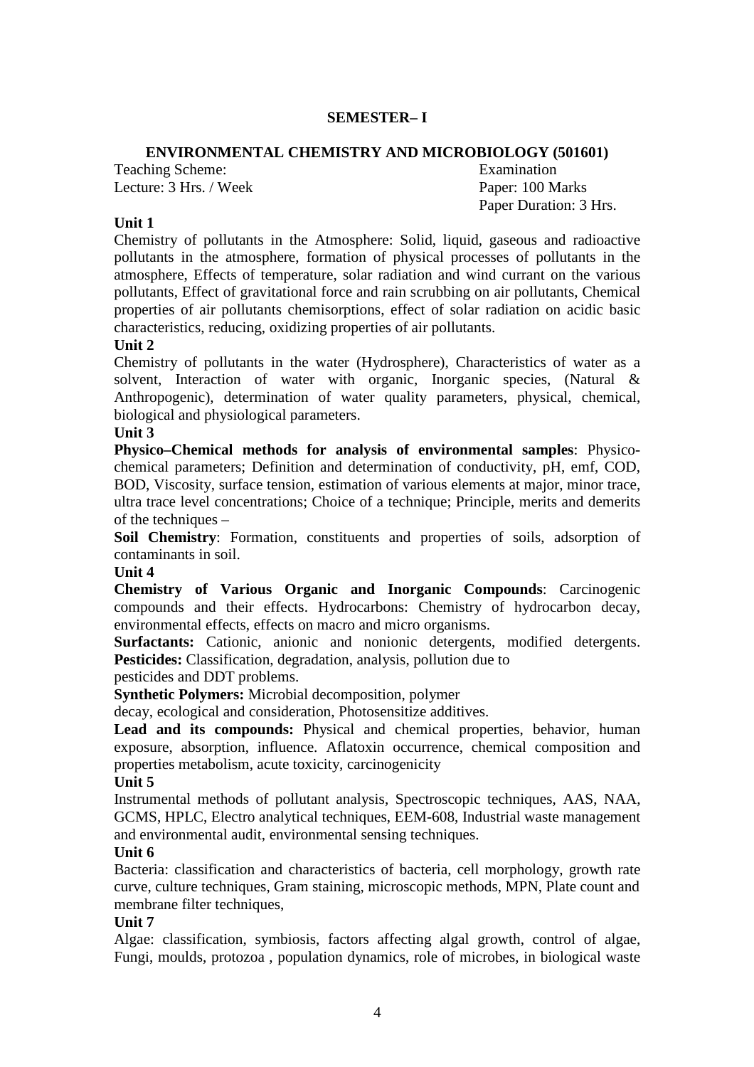## SEMESTER– I

### ENVIRONMENTAL CHEMISTRY AND MICROBIOLOGY (501601)

Teaching Scheme: Examination
Lecture: 3 Hrs. / Week Paper: 100 Marks
Paper Duration: 3 Hrs.

**Unit 1**

Chemistry of pollutants in the Atmosphere: Solid, liquid, gaseous and radioactive pollutants in the atmosphere, formation of physical processes of pollutants in the atmosphere, Effects of temperature, solar radiation and wind currant on the various pollutants, Effect of gravitational force and rain scrubbing on air pollutants, Chemical properties of air pollutants chemisorptions, effect of solar radiation on acidic basic characteristics, reducing, oxidizing properties of air pollutants.

**Unit 2**

Chemistry of pollutants in the water (Hydrosphere), Characteristics of water as a solvent, Interaction of water with organic, Inorganic species, (Natural & Anthropogenic), determination of water quality parameters, physical, chemical, biological and physiological parameters.

**Unit 3**

**Physico–Chemical methods for analysis of environmental samples**: Physico-chemical parameters; Definition and determination of conductivity, pH, emf, COD, BOD, Viscosity, surface tension, estimation of various elements at major, minor trace, ultra trace level concentrations; Choice of a technique; Principle, merits and demerits of the techniques –

**Soil Chemistry**: Formation, constituents and properties of soils, adsorption of contaminants in soil.

**Unit 4**

**Chemistry of Various Organic and Inorganic Compounds**: Carcinogenic compounds and their effects. Hydrocarbons: Chemistry of hydrocarbon decay, environmental effects, effects on macro and micro organisms.

**Surfactants:** Cationic, anionic and nonionic detergents, modified detergents. **Pesticides:** Classification, degradation, analysis, pollution due to pesticides and DDT problems.

**Synthetic Polymers:** Microbial decomposition, polymer decay, ecological and consideration, Photosensitize additives.

**Lead and its compounds:** Physical and chemical properties, behavior, human exposure, absorption, influence. Aflatoxin occurrence, chemical composition and properties metabolism, acute toxicity, carcinogenicity

**Unit 5**

Instrumental methods of pollutant analysis, Spectroscopic techniques, AAS, NAA, GCMS, HPLC, Electro analytical techniques, EEM-608, Industrial waste management and environmental audit, environmental sensing techniques.

**Unit 6**

Bacteria: classification and characteristics of bacteria, cell morphology, growth rate curve, culture techniques, Gram staining, microscopic methods, MPN, Plate count and membrane filter techniques,

**Unit 7**

Algae: classification, symbiosis, factors affecting algal growth, control of algae, Fungi, moulds, protozoa , population dynamics, role of microbes, in biological waste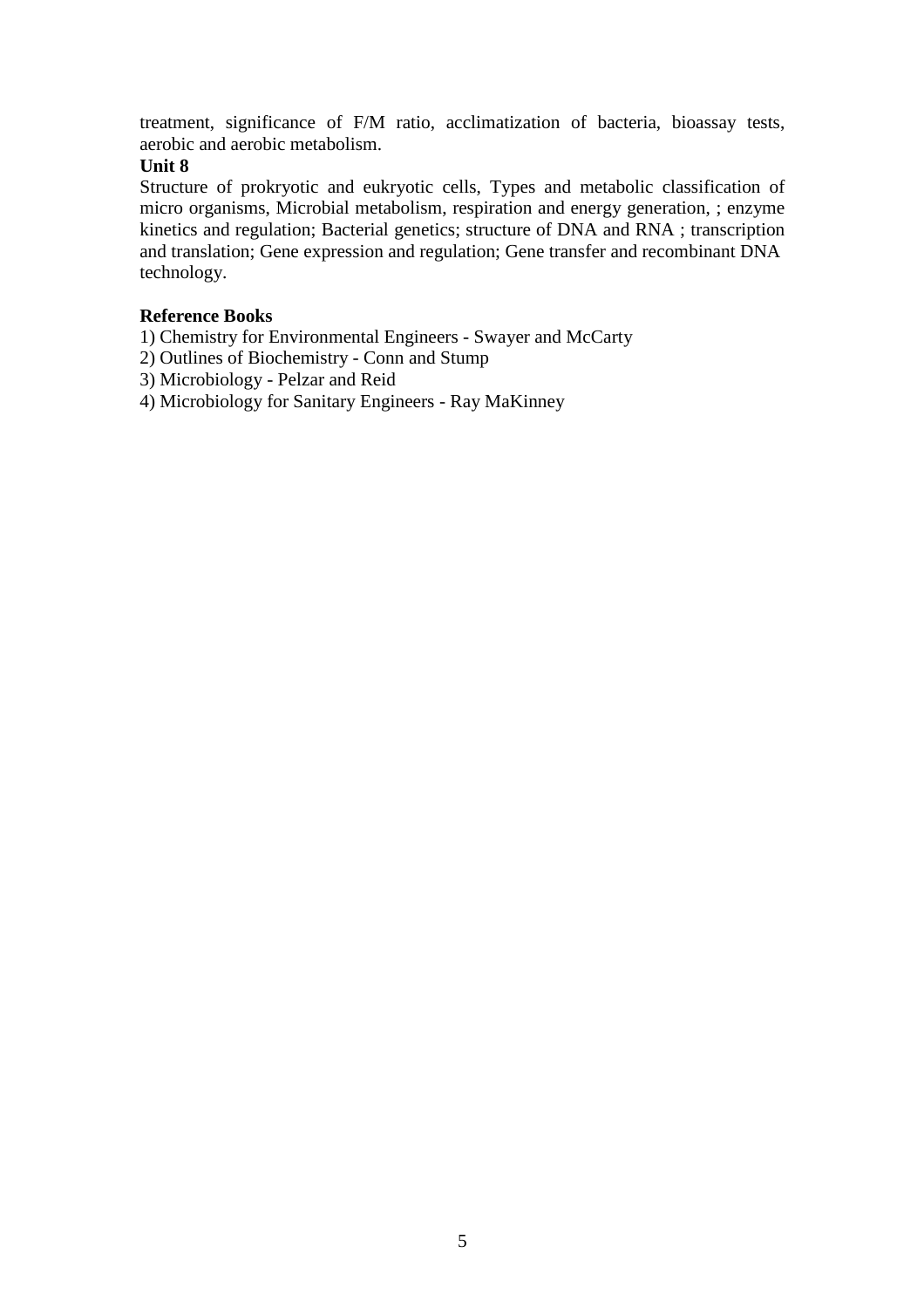treatment, significance of F/M ratio, acclimatization of bacteria, bioassay tests, aerobic and aerobic metabolism.

**Unit 8**

Structure of prokryotic and eukryotic cells, Types and metabolic classification of micro organisms, Microbial metabolism, respiration and energy generation, ; enzyme kinetics and regulation; Bacterial genetics; structure of DNA and RNA ; transcription and translation; Gene expression and regulation; Gene transfer and recombinant DNA technology.

**Reference Books**

1) Chemistry for Environmental Engineers - Swayer and McCarty
2) Outlines of Biochemistry - Conn and Stump
3) Microbiology - Pelzar and Reid
4) Microbiology for Sanitary Engineers - Ray MaKinney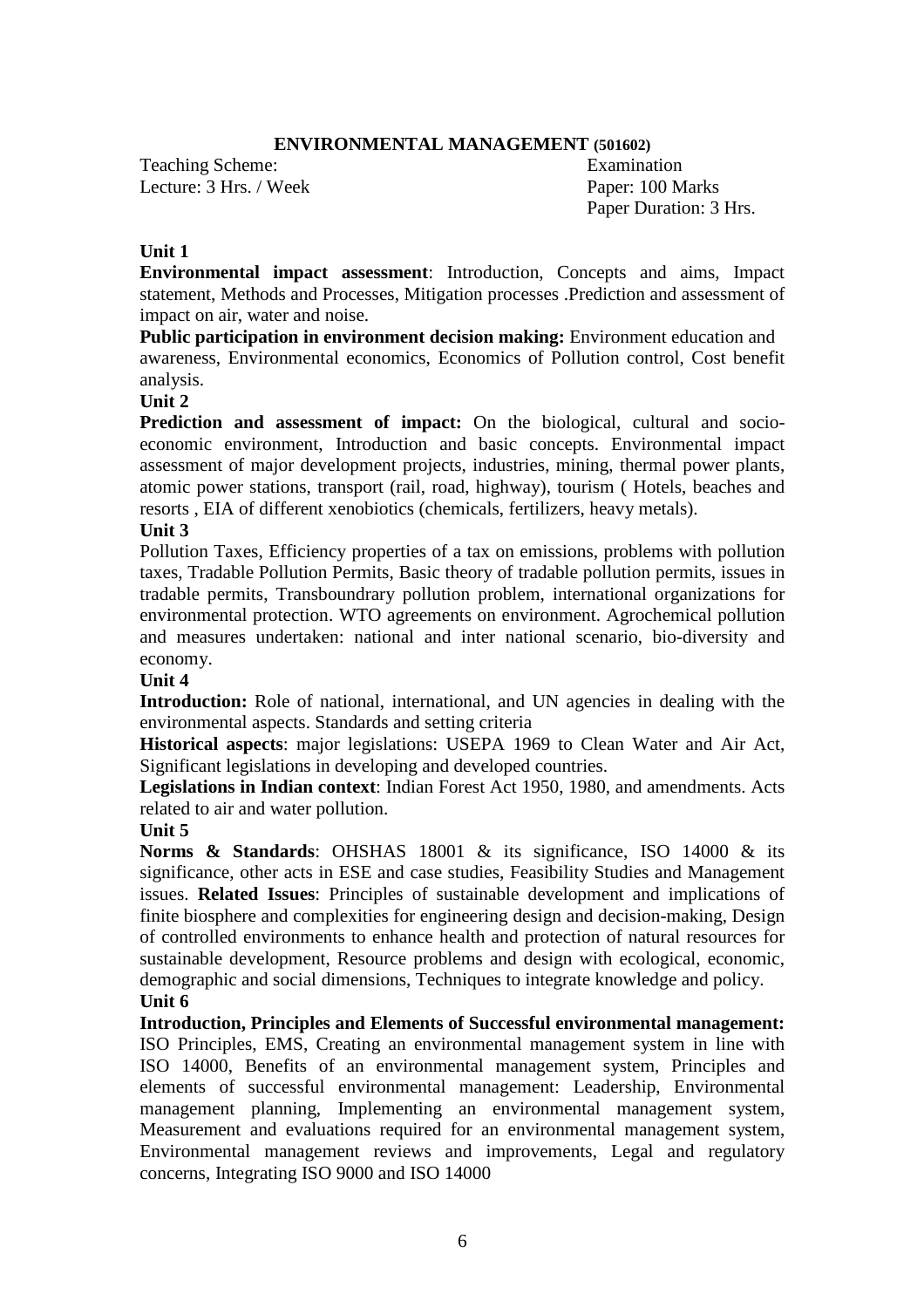## ENVIRONMENTAL MANAGEMENT (501602)

| Teaching Scheme: | Examination |
|---|---|
| Lecture: 3 Hrs. / Week | Paper: 100 Marks |
| | Paper Duration: 3 Hrs. |

### Unit 1

**Environmental impact assessment**: Introduction, Concepts and aims, Impact statement, Methods and Processes, Mitigation processes .Prediction and assessment of impact on air, water and noise.

**Public participation in environment decision making:** Environment education and awareness, Environmental economics, Economics of Pollution control, Cost benefit analysis.

### Unit 2

**Prediction and assessment of impact:** On the biological, cultural and socio-economic environment, Introduction and basic concepts. Environmental impact assessment of major development projects, industries, mining, thermal power plants, atomic power stations, transport (rail, road, highway), tourism ( Hotels, beaches and resorts , EIA of different xenobiotics (chemicals, fertilizers, heavy metals).

### Unit 3

Pollution Taxes, Efficiency properties of a tax on emissions, problems with pollution taxes, Tradable Pollution Permits, Basic theory of tradable pollution permits, issues in tradable permits, Transboundrary pollution problem, international organizations for environmental protection. WTO agreements on environment. Agrochemical pollution and measures undertaken: national and inter national scenario, bio-diversity and economy.

### Unit 4

**Introduction:** Role of national, international, and UN agencies in dealing with the environmental aspects. Standards and setting criteria

**Historical aspects**: major legislations: USEPA 1969 to Clean Water and Air Act, Significant legislations in developing and developed countries.

**Legislations in Indian context**: Indian Forest Act 1950, 1980, and amendments. Acts related to air and water pollution.

### Unit 5

**Norms & Standards**: OHSHAS 18001 & its significance, ISO 14000 & its significance, other acts in ESE and case studies, Feasibility Studies and Management issues. **Related Issues**: Principles of sustainable development and implications of finite biosphere and complexities for engineering design and decision-making, Design of controlled environments to enhance health and protection of natural resources for sustainable development, Resource problems and design with ecological, economic, demographic and social dimensions, Techniques to integrate knowledge and policy.

### Unit 6

**Introduction, Principles and Elements of Successful environmental management:** ISO Principles, EMS, Creating an environmental management system in line with ISO 14000, Benefits of an environmental management system, Principles and elements of successful environmental management: Leadership, Environmental management planning, Implementing an environmental management system, Measurement and evaluations required for an environmental management system, Environmental management reviews and improvements, Legal and regulatory concerns, Integrating ISO 9000 and ISO 14000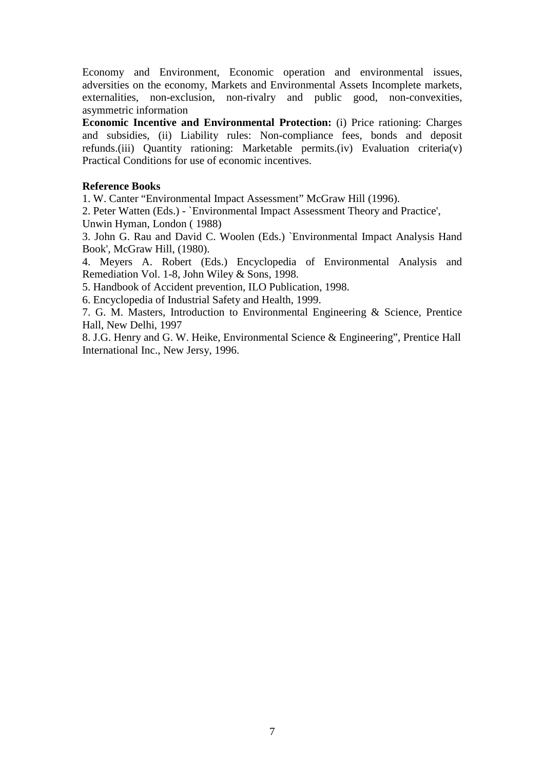Economy and Environment, Economic operation and environmental issues, adversities on the economy, Markets and Environmental Assets Incomplete markets, externalities, non-exclusion, non-rivalry and public good, non-convexities, asymmetric information

**Economic Incentive and Environmental Protection:** (i) Price rationing: Charges and subsidies, (ii) Liability rules: Non-compliance fees, bonds and deposit refunds.(iii) Quantity rationing: Marketable permits.(iv) Evaluation criteria(v) Practical Conditions for use of economic incentives.

**Reference Books**

1. W. Canter "Environmental Impact Assessment" McGraw Hill (1996).
2. Peter Watten (Eds.) - `Environmental Impact Assessment Theory and Practice', Unwin Hyman, London ( 1988)
3. John G. Rau and David C. Woolen (Eds.) `Environmental Impact Analysis Hand Book', McGraw Hill, (1980).
4. Meyers A. Robert (Eds.) Encyclopedia of Environmental Analysis and Remediation Vol. 1-8, John Wiley & Sons, 1998.
5. Handbook of Accident prevention, ILO Publication, 1998.
6. Encyclopedia of Industrial Safety and Health, 1999.
7. G. M. Masters, Introduction to Environmental Engineering & Science, Prentice Hall, New Delhi, 1997
8. J.G. Henry and G. W. Heike, Environmental Science & Engineering", Prentice Hall International Inc., New Jersy, 1996.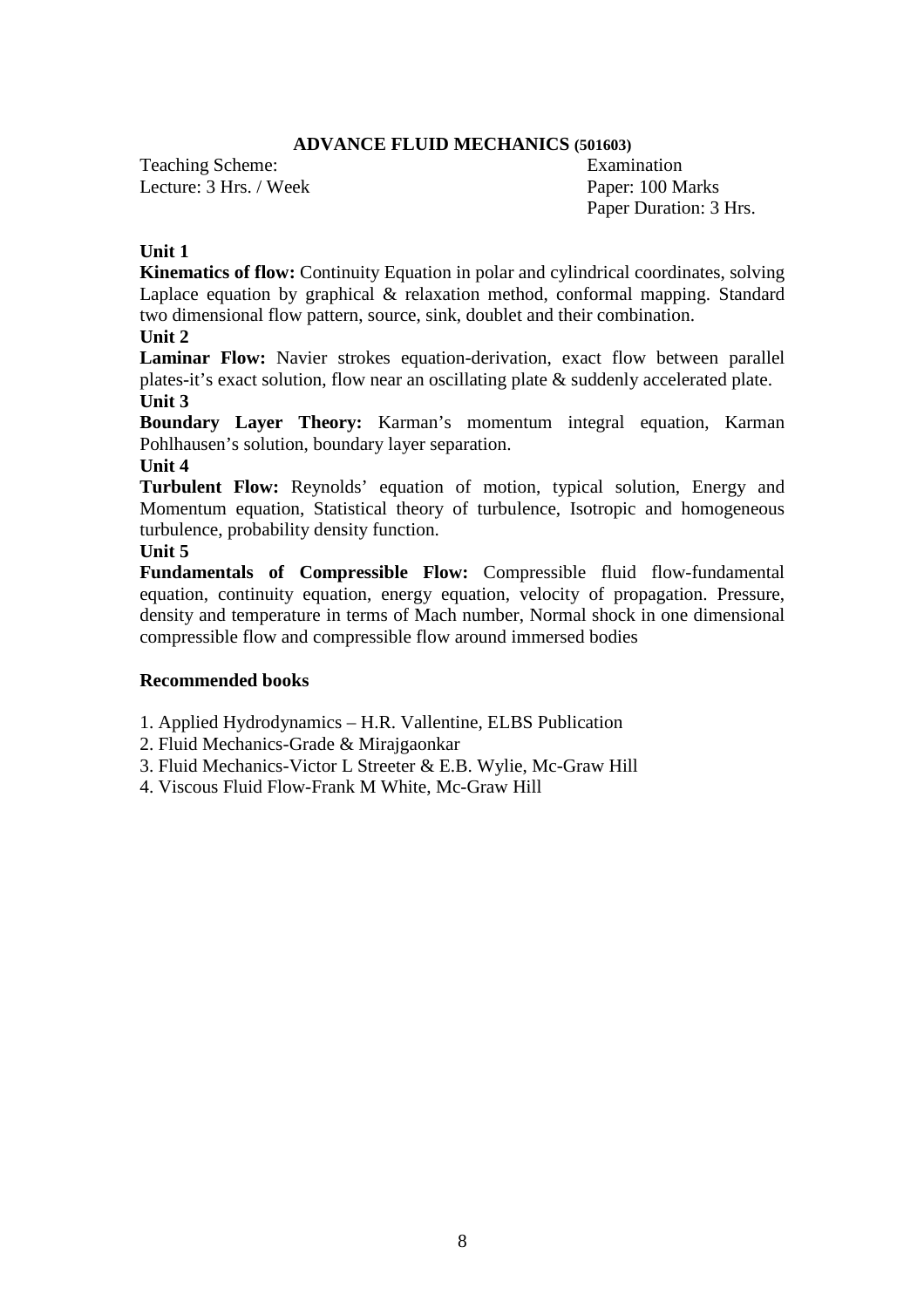## ADVANCE FLUID MECHANICS (501603)

Teaching Scheme:
Lecture: 3 Hrs. / Week

Examination
Paper: 100 Marks
Paper Duration: 3 Hrs.

**Unit 1**

**Kinematics of flow:** Continuity Equation in polar and cylindrical coordinates, solving Laplace equation by graphical & relaxation method, conformal mapping. Standard two dimensional flow pattern, source, sink, doublet and their combination.

**Unit 2**

**Laminar Flow:** Navier strokes equation-derivation, exact flow between parallel plates-it's exact solution, flow near an oscillating plate & suddenly accelerated plate.

**Unit 3**

**Boundary Layer Theory:** Karman's momentum integral equation, Karman Pohlhausen's solution, boundary layer separation.

**Unit 4**

**Turbulent Flow:** Reynolds' equation of motion, typical solution, Energy and Momentum equation, Statistical theory of turbulence, Isotropic and homogeneous turbulence, probability density function.

**Unit 5**

**Fundamentals of Compressible Flow:** Compressible fluid flow-fundamental equation, continuity equation, energy equation, velocity of propagation. Pressure, density and temperature in terms of Mach number, Normal shock in one dimensional compressible flow and compressible flow around immersed bodies

### Recommended books

1. Applied Hydrodynamics – H.R. Vallentine, ELBS Publication
2. Fluid Mechanics-Grade & Mirajgaonkar
3. Fluid Mechanics-Victor L Streeter & E.B. Wylie, Mc-Graw Hill
4. Viscous Fluid Flow-Frank M White, Mc-Graw Hill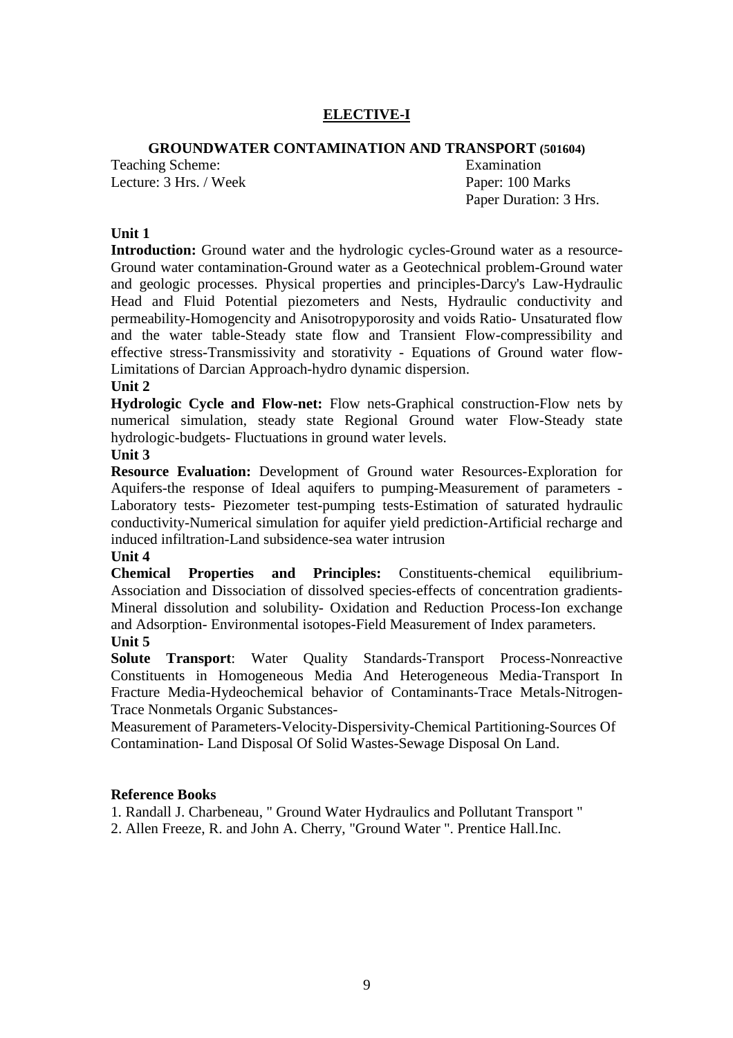## ELECTIVE-I

### GROUNDWATER CONTAMINATION AND TRANSPORT (501604)

Teaching Scheme:
Lecture: 3 Hrs. / Week

Examination
Paper: 100 Marks
Paper Duration: 3 Hrs.

**Unit 1**

**Introduction:** Ground water and the hydrologic cycles-Ground water as a resource-Ground water contamination-Ground water as a Geotechnical problem-Ground water and geologic processes. Physical properties and principles-Darcy's Law-Hydraulic Head and Fluid Potential piezometers and Nests, Hydraulic conductivity and permeability-Homogencity and Anisotropyporosity and voids Ratio- Unsaturated flow and the water table-Steady state flow and Transient Flow-compressibility and effective stress-Transmissivity and storativity - Equations of Ground water flow-Limitations of Darcian Approach-hydro dynamic dispersion.

**Unit 2**

**Hydrologic Cycle and Flow-net:** Flow nets-Graphical construction-Flow nets by numerical simulation, steady state Regional Ground water Flow-Steady state hydrologic-budgets- Fluctuations in ground water levels.

**Unit 3**

**Resource Evaluation:** Development of Ground water Resources-Exploration for Aquifers-the response of Ideal aquifers to pumping-Measurement of parameters - Laboratory tests- Piezometer test-pumping tests-Estimation of saturated hydraulic conductivity-Numerical simulation for aquifer yield prediction-Artificial recharge and induced infiltration-Land subsidence-sea water intrusion

**Unit 4**

**Chemical Properties and Principles:** Constituents-chemical equilibrium-Association and Dissociation of dissolved species-effects of concentration gradients-Mineral dissolution and solubility- Oxidation and Reduction Process-Ion exchange and Adsorption- Environmental isotopes-Field Measurement of Index parameters.

**Unit 5**

**Solute Transport**: Water Quality Standards-Transport Process-Nonreactive Constituents in Homogeneous Media And Heterogeneous Media-Transport In Fracture Media-Hydeochemical behavior of Contaminants-Trace Metals-Nitrogen-Trace Nonmetals Organic Substances-

Measurement of Parameters-Velocity-Dispersivity-Chemical Partitioning-Sources Of Contamination- Land Disposal Of Solid Wastes-Sewage Disposal On Land.

**Reference Books**

1. Randall J. Charbeneau, " Ground Water Hydraulics and Pollutant Transport "
2. Allen Freeze, R. and John A. Cherry, "Ground Water ". Prentice Hall.Inc.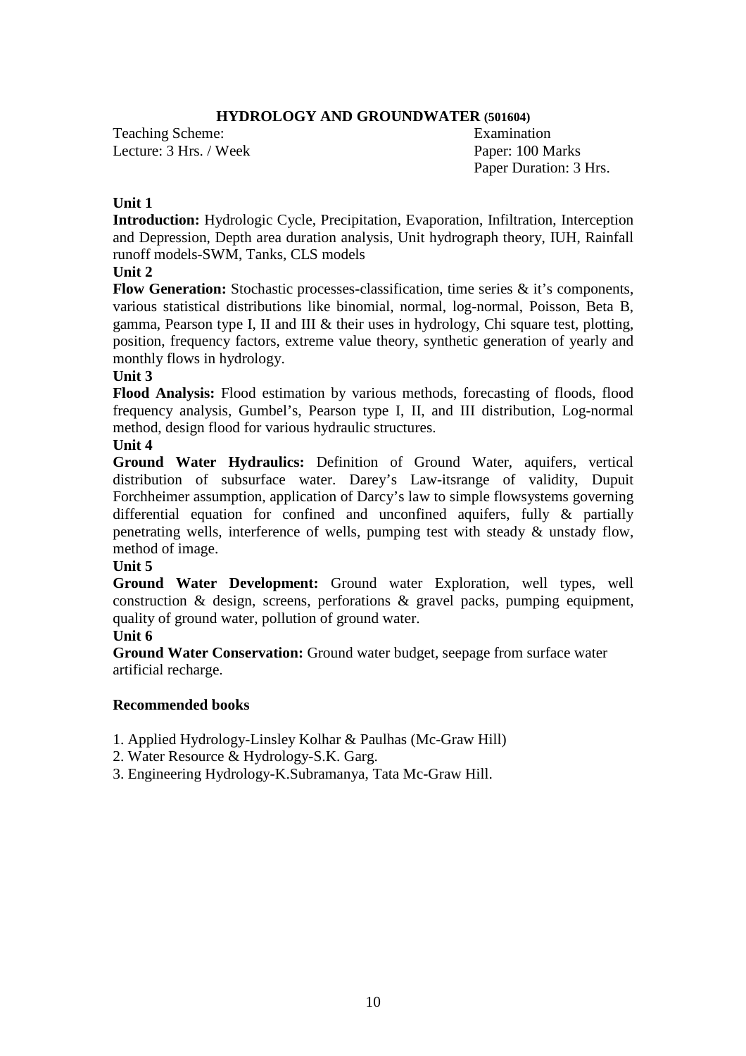**HYDROLOGY AND GROUNDWATER (501604)**

Teaching Scheme:
Lecture: 3 Hrs. / Week

Examination
Paper: 100 Marks
Paper Duration: 3 Hrs.

**Unit 1**

**Introduction:** Hydrologic Cycle, Precipitation, Evaporation, Infiltration, Interception and Depression, Depth area duration analysis, Unit hydrograph theory, IUH, Rainfall runoff models-SWM, Tanks, CLS models

**Unit 2**

**Flow Generation:** Stochastic processes-classification, time series & it's components, various statistical distributions like binomial, normal, log-normal, Poisson, Beta B, gamma, Pearson type I, II and III & their uses in hydrology, Chi square test, plotting, position, frequency factors, extreme value theory, synthetic generation of yearly and monthly flows in hydrology.

**Unit 3**

**Flood Analysis:** Flood estimation by various methods, forecasting of floods, flood frequency analysis, Gumbel's, Pearson type I, II, and III distribution, Log-normal method, design flood for various hydraulic structures.

**Unit 4**

**Ground Water Hydraulics:** Definition of Ground Water, aquifers, vertical distribution of subsurface water. Darey's Law-itsrange of validity, Dupuit Forchheimer assumption, application of Darcy's law to simple flowsystems governing differential equation for confined and unconfined aquifers, fully & partially penetrating wells, interference of wells, pumping test with steady & unstady flow, method of image.

**Unit 5**

**Ground Water Development:** Ground water Exploration, well types, well construction & design, screens, perforations & gravel packs, pumping equipment, quality of ground water, pollution of ground water.

**Unit 6**

**Ground Water Conservation:** Ground water budget, seepage from surface water artificial recharge.

**Recommended books**

1. Applied Hydrology-Linsley Kolhar & Paulhas (Mc-Graw Hill)
2. Water Resource & Hydrology-S.K. Garg.
3. Engineering Hydrology-K.Subramanya, Tata Mc-Graw Hill.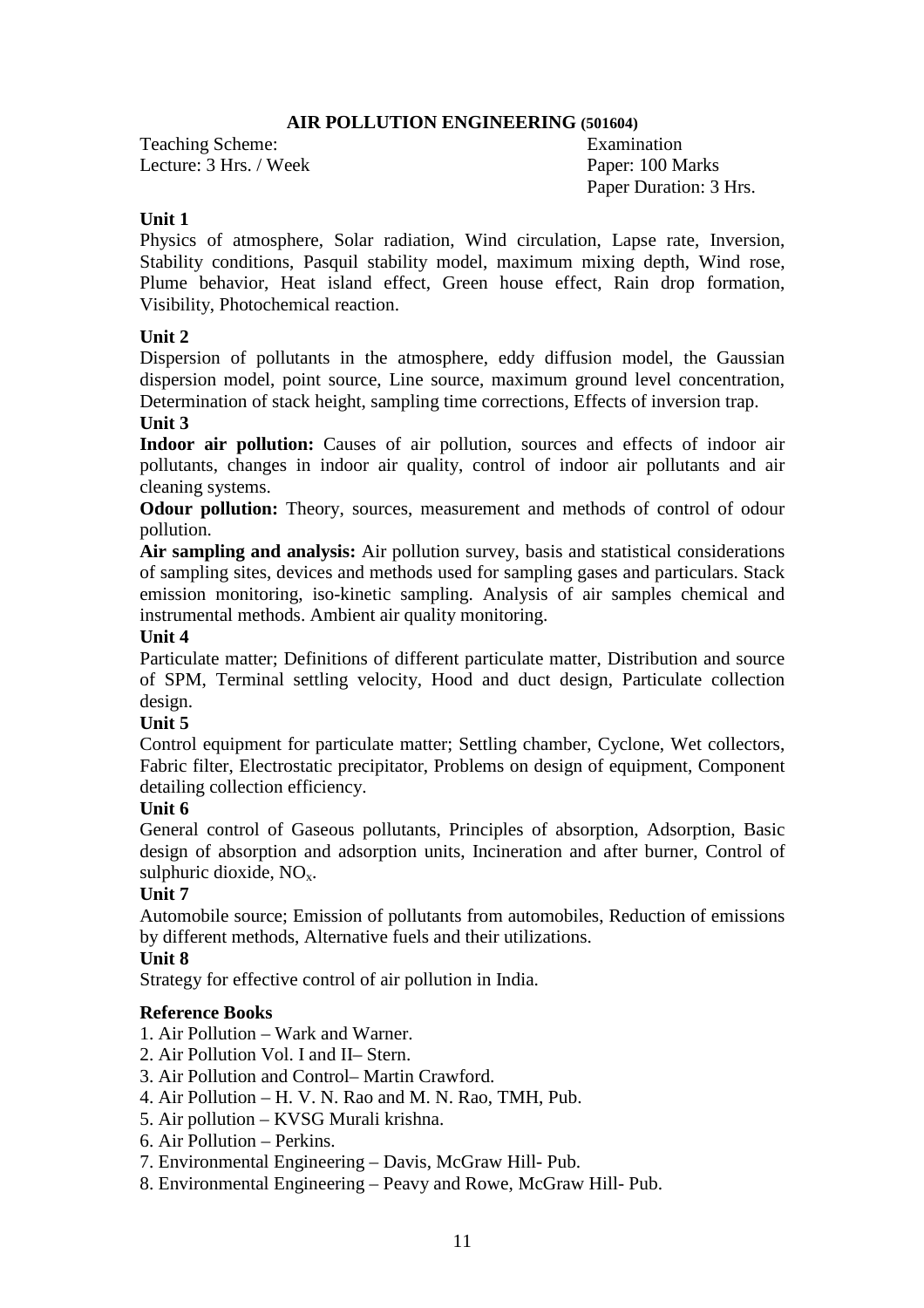## AIR POLLUTION ENGINEERING (501604)

Teaching Scheme:
Lecture: 3 Hrs. / Week

Examination
Paper: 100 Marks
Paper Duration: 3 Hrs.

### Unit 1

Physics of atmosphere, Solar radiation, Wind circulation, Lapse rate, Inversion, Stability conditions, Pasquil stability model, maximum mixing depth, Wind rose, Plume behavior, Heat island effect, Green house effect, Rain drop formation, Visibility, Photochemical reaction.

### Unit 2

Dispersion of pollutants in the atmosphere, eddy diffusion model, the Gaussian dispersion model, point source, Line source, maximum ground level concentration, Determination of stack height, sampling time corrections, Effects of inversion trap.

### Unit 3

**Indoor air pollution:** Causes of air pollution, sources and effects of indoor air pollutants, changes in indoor air quality, control of indoor air pollutants and air cleaning systems.

**Odour pollution:** Theory, sources, measurement and methods of control of odour pollution.

**Air sampling and analysis:** Air pollution survey, basis and statistical considerations of sampling sites, devices and methods used for sampling gases and particulars. Stack emission monitoring, iso-kinetic sampling. Analysis of air samples chemical and instrumental methods. Ambient air quality monitoring.

### Unit 4

Particulate matter; Definitions of different particulate matter, Distribution and source of SPM, Terminal settling velocity, Hood and duct design, Particulate collection design.

### Unit 5

Control equipment for particulate matter; Settling chamber, Cyclone, Wet collectors, Fabric filter, Electrostatic precipitator, Problems on design of equipment, Component detailing collection efficiency.

### Unit 6

General control of Gaseous pollutants, Principles of absorption, Adsorption, Basic design of absorption and adsorption units, Incineration and after burner, Control of sulphuric dioxide, $NO_x$.

### Unit 7

Automobile source; Emission of pollutants from automobiles, Reduction of emissions by different methods, Alternative fuels and their utilizations.

### Unit 8

Strategy for effective control of air pollution in India.

### Reference Books

1. Air Pollution – Wark and Warner.
2. Air Pollution Vol. I and II– Stern.
3. Air Pollution and Control– Martin Crawford.
4. Air Pollution – H. V. N. Rao and M. N. Rao, TMH, Pub.
5. Air pollution – KVSG Murali krishna.
6. Air Pollution – Perkins.
7. Environmental Engineering – Davis, McGraw Hill- Pub.
8. Environmental Engineering – Peavy and Rowe, McGraw Hill- Pub.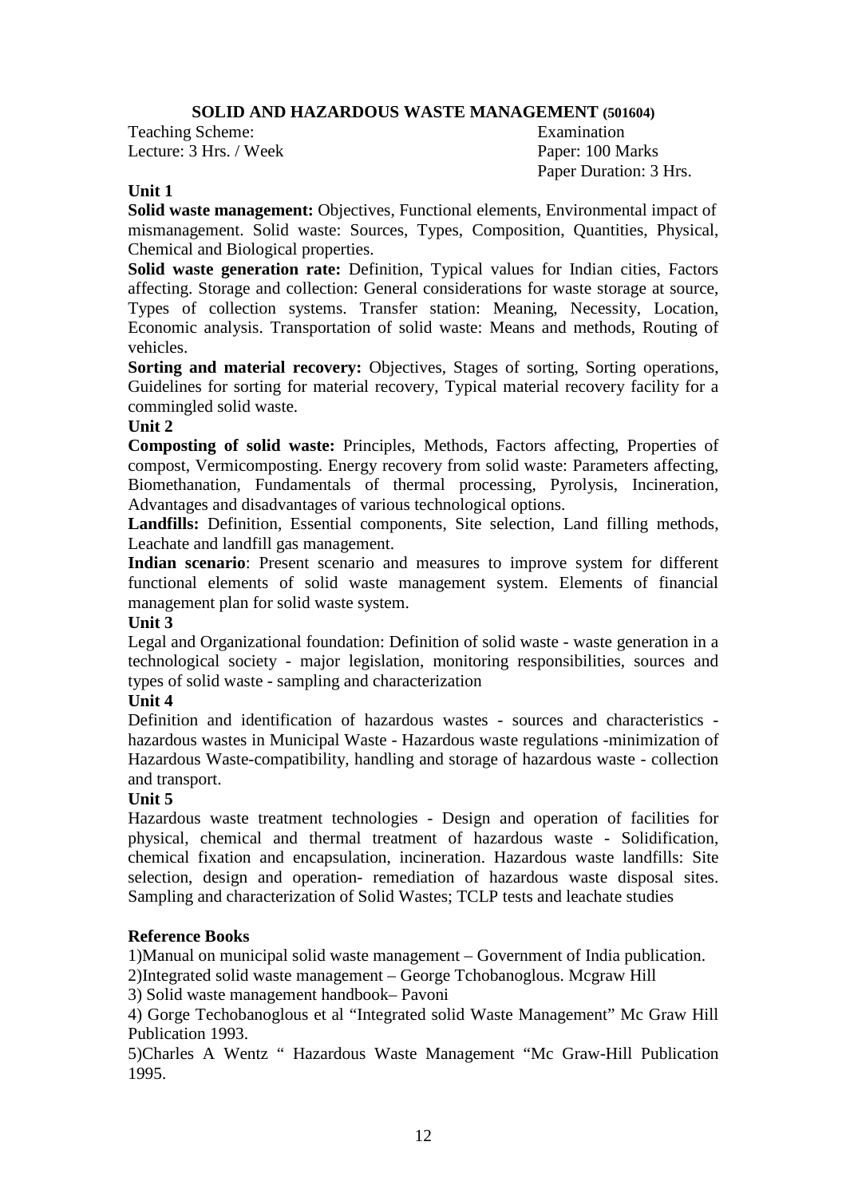## SOLID AND HAZARDOUS WASTE MANAGEMENT (501604)

Teaching Scheme:
Lecture: 3 Hrs. / Week

Examination
Paper: 100 Marks
Paper Duration: 3 Hrs.

**Unit 1**

**Solid waste management:** Objectives, Functional elements, Environmental impact of mismanagement. Solid waste: Sources, Types, Composition, Quantities, Physical, Chemical and Biological properties.

**Solid waste generation rate:** Definition, Typical values for Indian cities, Factors affecting. Storage and collection: General considerations for waste storage at source, Types of collection systems. Transfer station: Meaning, Necessity, Location, Economic analysis. Transportation of solid waste: Means and methods, Routing of vehicles.

**Sorting and material recovery:** Objectives, Stages of sorting, Sorting operations, Guidelines for sorting for material recovery, Typical material recovery facility for a commingled solid waste.

**Unit 2**

**Composting of solid waste:** Principles, Methods, Factors affecting, Properties of compost, Vermicomposting. Energy recovery from solid waste: Parameters affecting, Biomethanation, Fundamentals of thermal processing, Pyrolysis, Incineration, Advantages and disadvantages of various technological options.

**Landfills:** Definition, Essential components, Site selection, Land filling methods, Leachate and landfill gas management.

**Indian scenario**: Present scenario and measures to improve system for different functional elements of solid waste management system. Elements of financial management plan for solid waste system.

**Unit 3**

Legal and Organizational foundation: Definition of solid waste - waste generation in a technological society - major legislation, monitoring responsibilities, sources and types of solid waste - sampling and characterization

**Unit 4**

Definition and identification of hazardous wastes - sources and characteristics - hazardous wastes in Municipal Waste - Hazardous waste regulations -minimization of Hazardous Waste-compatibility, handling and storage of hazardous waste - collection and transport.

**Unit 5**

Hazardous waste treatment technologies - Design and operation of facilities for physical, chemical and thermal treatment of hazardous waste - Solidification, chemical fixation and encapsulation, incineration. Hazardous waste landfills: Site selection, design and operation- remediation of hazardous waste disposal sites. Sampling and characterization of Solid Wastes; TCLP tests and leachate studies

**Reference Books**

1)Manual on municipal solid waste management – Government of India publication.

2)Integrated solid waste management – George Tchobanoglous. Mcgraw Hill

3) Solid waste management handbook– Pavoni

4) Gorge Techobanoglous et al "Integrated solid Waste Management" Mc Graw Hill Publication 1993.

5)Charles A Wentz " Hazardous Waste Management "Mc Graw-Hill Publication 1995.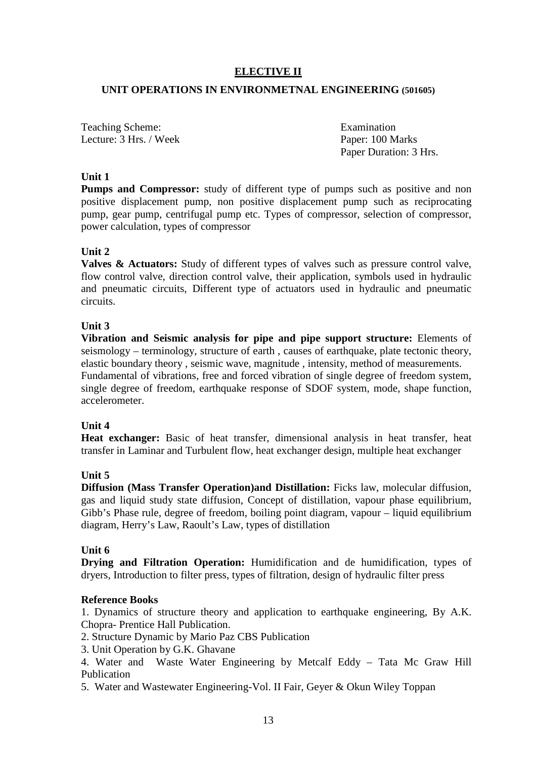## ELECTIVE II

### UNIT OPERATIONS IN ENVIRONMETNAL ENGINEERING (501605)

Teaching Scheme:
Lecture: 3 Hrs. / Week

Examination
Paper: 100 Marks
Paper Duration: 3 Hrs.

**Unit 1**

**Pumps and Compressor:** study of different type of pumps such as positive and non positive displacement pump, non positive displacement pump such as reciprocating pump, gear pump, centrifugal pump etc. Types of compressor, selection of compressor, power calculation, types of compressor

**Unit 2**

**Valves & Actuators:** Study of different types of valves such as pressure control valve, flow control valve, direction control valve, their application, symbols used in hydraulic and pneumatic circuits, Different type of actuators used in hydraulic and pneumatic circuits.

**Unit 3**

**Vibration and Seismic analysis for pipe and pipe support structure:** Elements of seismology – terminology, structure of earth , causes of earthquake, plate tectonic theory, elastic boundary theory , seismic wave, magnitude , intensity, method of measurements.
Fundamental of vibrations, free and forced vibration of single degree of freedom system, single degree of freedom, earthquake response of SDOF system, mode, shape function, accelerometer.

**Unit 4**

**Heat exchanger:** Basic of heat transfer, dimensional analysis in heat transfer, heat transfer in Laminar and Turbulent flow, heat exchanger design, multiple heat exchanger

**Unit 5**

**Diffusion (Mass Transfer Operation)and Distillation:** Ficks law, molecular diffusion, gas and liquid study state diffusion, Concept of distillation, vapour phase equilibrium, Gibb's Phase rule, degree of freedom, boiling point diagram, vapour – liquid equilibrium diagram, Herry's Law, Raoult's Law, types of distillation

**Unit 6**

**Drying and Filtration Operation:** Humidification and de humidification, types of dryers, Introduction to filter press, types of filtration, design of hydraulic filter press

**Reference Books**

1. Dynamics of structure theory and application to earthquake engineering, By A.K. Chopra- Prentice Hall Publication.
2. Structure Dynamic by Mario Paz CBS Publication
3. Unit Operation by G.K. Ghavane
4. Water and Waste Water Engineering by Metcalf Eddy – Tata Mc Graw Hill Publication
5. Water and Wastewater Engineering-Vol. II Fair, Geyer & Okun Wiley Toppan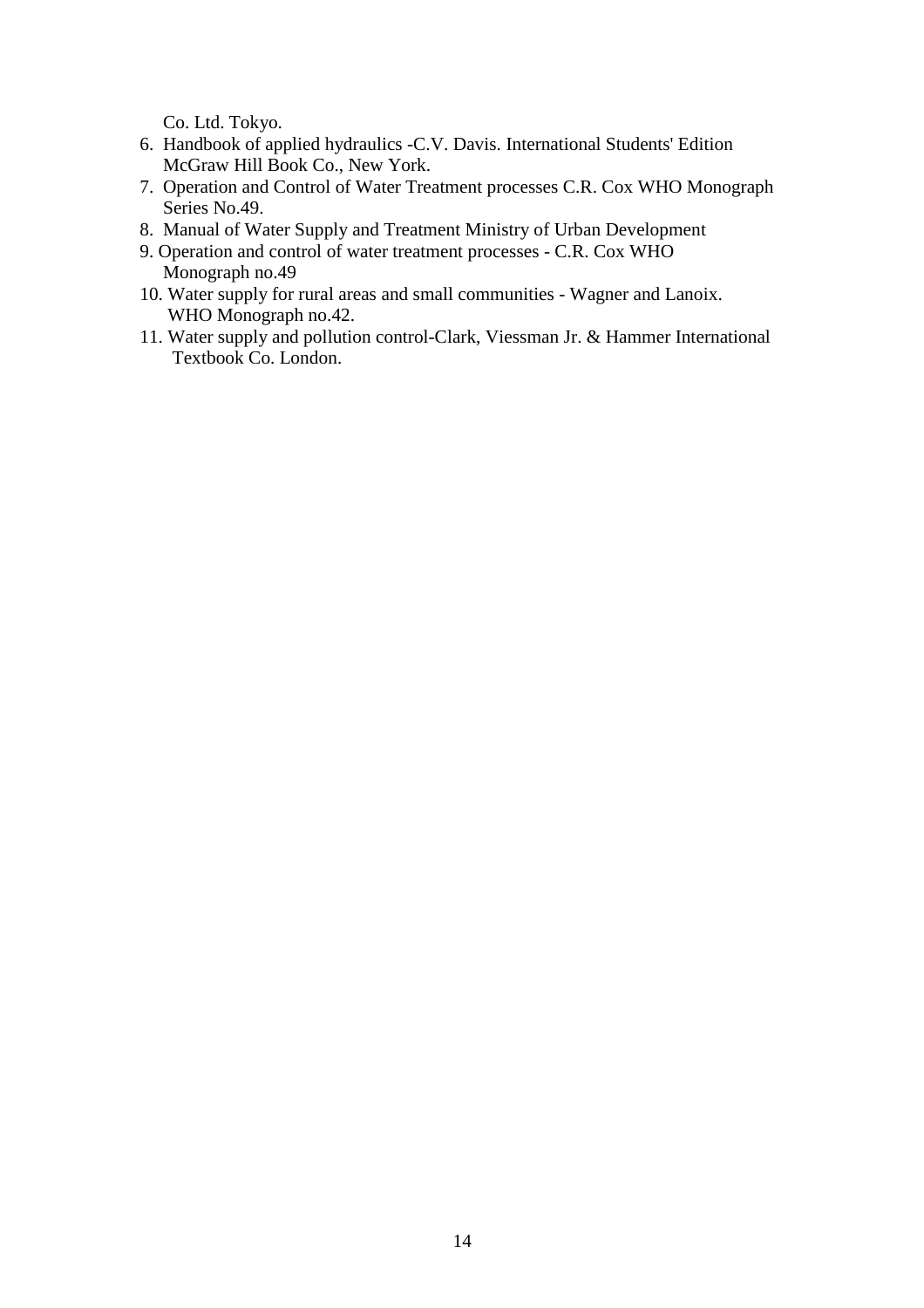Co. Ltd. Tokyo.

6. Handbook of applied hydraulics -C.V. Davis. International Students' Edition McGraw Hill Book Co., New York.
7. Operation and Control of Water Treatment processes C.R. Cox WHO Monograph Series No.49.
8. Manual of Water Supply and Treatment Ministry of Urban Development
9. Operation and control of water treatment processes - C.R. Cox WHO Monograph no.49
10. Water supply for rural areas and small communities - Wagner and Lanoix. WHO Monograph no.42.
11. Water supply and pollution control-Clark, Viessman Jr. & Hammer International Textbook Co. London.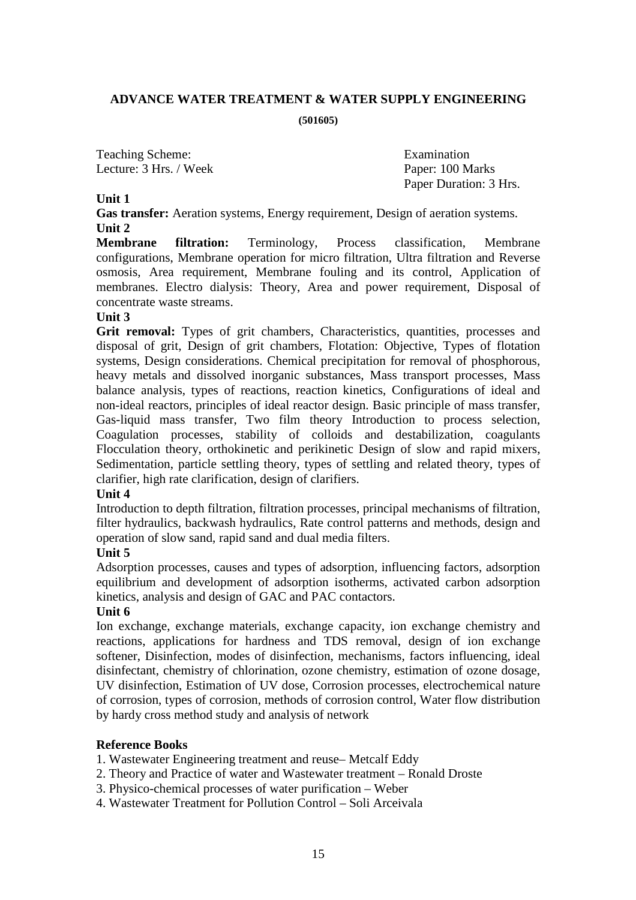## ADVANCE WATER TREATMENT & WATER SUPPLY ENGINEERING

**(501605)**

| Teaching Scheme: | Examination |
| --- | --- |
| Lecture: 3 Hrs. / Week | Paper: 100 Marks |
| | Paper Duration: 3 Hrs. |

**Unit 1**

**Gas transfer:** Aeration systems, Energy requirement, Design of aeration systems.

**Unit 2**

**Membrane filtration:** Terminology, Process classification, Membrane configurations, Membrane operation for micro filtration, Ultra filtration and Reverse osmosis, Area requirement, Membrane fouling and its control, Application of membranes. Electro dialysis: Theory, Area and power requirement, Disposal of concentrate waste streams.

**Unit 3**

**Grit removal:** Types of grit chambers, Characteristics, quantities, processes and disposal of grit, Design of grit chambers, Flotation: Objective, Types of flotation systems, Design considerations. Chemical precipitation for removal of phosphorous, heavy metals and dissolved inorganic substances, Mass transport processes, Mass balance analysis, types of reactions, reaction kinetics, Configurations of ideal and non-ideal reactors, principles of ideal reactor design. Basic principle of mass transfer, Gas-liquid mass transfer, Two film theory Introduction to process selection, Coagulation processes, stability of colloids and destabilization, coagulants Flocculation theory, orthokinetic and perikinetic Design of slow and rapid mixers, Sedimentation, particle settling theory, types of settling and related theory, types of clarifier, high rate clarification, design of clarifiers.

**Unit 4**

Introduction to depth filtration, filtration processes, principal mechanisms of filtration, filter hydraulics, backwash hydraulics, Rate control patterns and methods, design and operation of slow sand, rapid sand and dual media filters.

**Unit 5**

Adsorption processes, causes and types of adsorption, influencing factors, adsorption equilibrium and development of adsorption isotherms, activated carbon adsorption kinetics, analysis and design of GAC and PAC contactors.

**Unit 6**

Ion exchange, exchange materials, exchange capacity, ion exchange chemistry and reactions, applications for hardness and TDS removal, design of ion exchange softener, Disinfection, modes of disinfection, mechanisms, factors influencing, ideal disinfectant, chemistry of chlorination, ozone chemistry, estimation of ozone dosage, UV disinfection, Estimation of UV dose, Corrosion processes, electrochemical nature of corrosion, types of corrosion, methods of corrosion control, Water flow distribution by hardy cross method study and analysis of network

**Reference Books**

1. Wastewater Engineering treatment and reuse– Metcalf Eddy
2. Theory and Practice of water and Wastewater treatment – Ronald Droste
3. Physico-chemical processes of water purification – Weber
4. Wastewater Treatment for Pollution Control – Soli Arceivala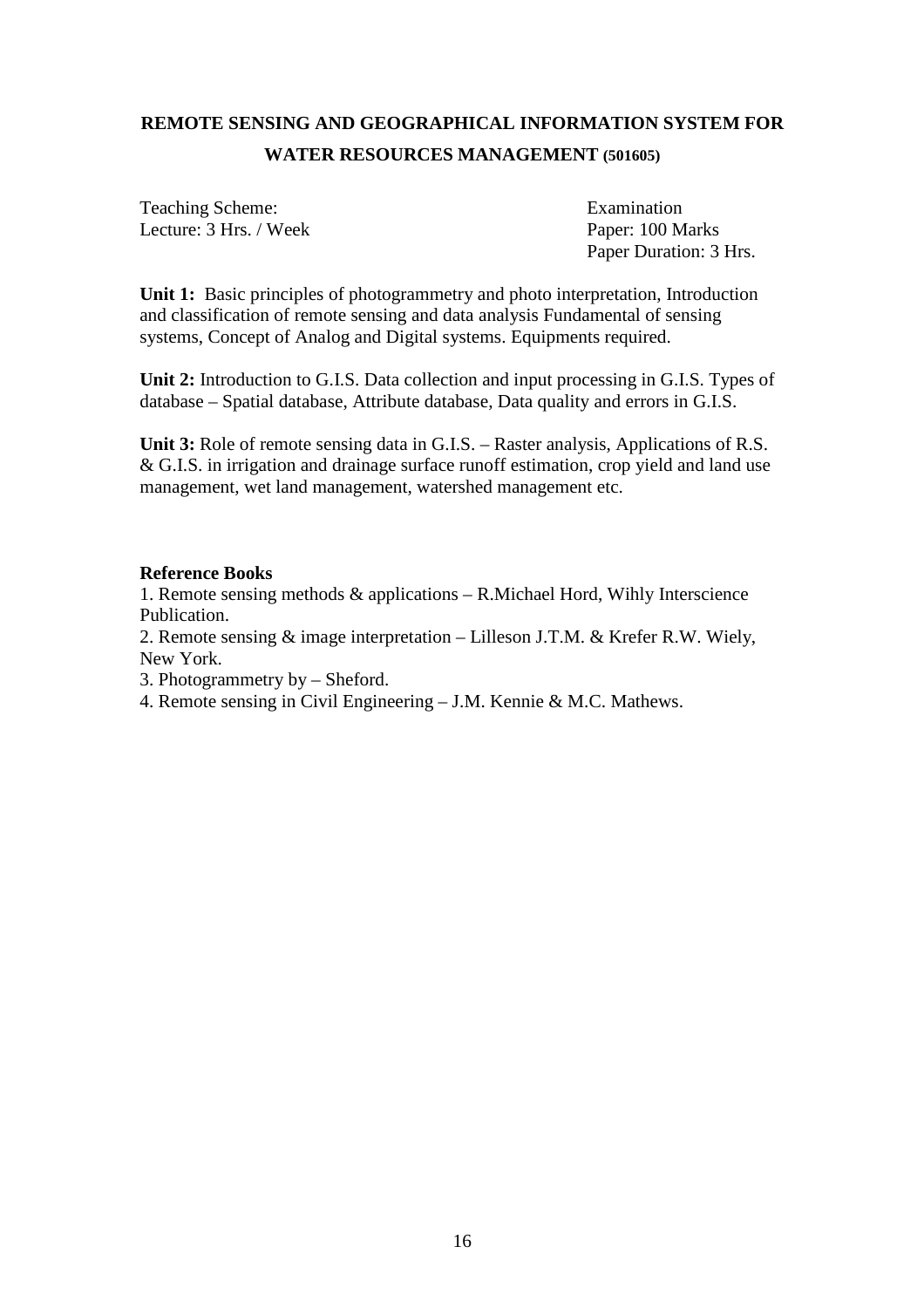# REMOTE SENSING AND GEOGRAPHICAL INFORMATION SYSTEM FOR WATER RESOURCES MANAGEMENT (501605)

Teaching Scheme:
Lecture: 3 Hrs. / Week

Examination
Paper: 100 Marks
Paper Duration: 3 Hrs.

**Unit 1:** Basic principles of photogrammetry and photo interpretation, Introduction and classification of remote sensing and data analysis Fundamental of sensing systems, Concept of Analog and Digital systems. Equipments required.

**Unit 2:** Introduction to G.I.S. Data collection and input processing in G.I.S. Types of database – Spatial database, Attribute database, Data quality and errors in G.I.S.

**Unit 3:** Role of remote sensing data in G.I.S. – Raster analysis, Applications of R.S. & G.I.S. in irrigation and drainage surface runoff estimation, crop yield and land use management, wet land management, watershed management etc.

**Reference Books**

1. Remote sensing methods & applications – R.Michael Hord, Wihly Interscience Publication.
2. Remote sensing & image interpretation – Lilleson J.T.M. & Krefer R.W. Wiely, New York.
3. Photogrammetry by – Sheford.
4. Remote sensing in Civil Engineering – J.M. Kennie & M.C. Mathews.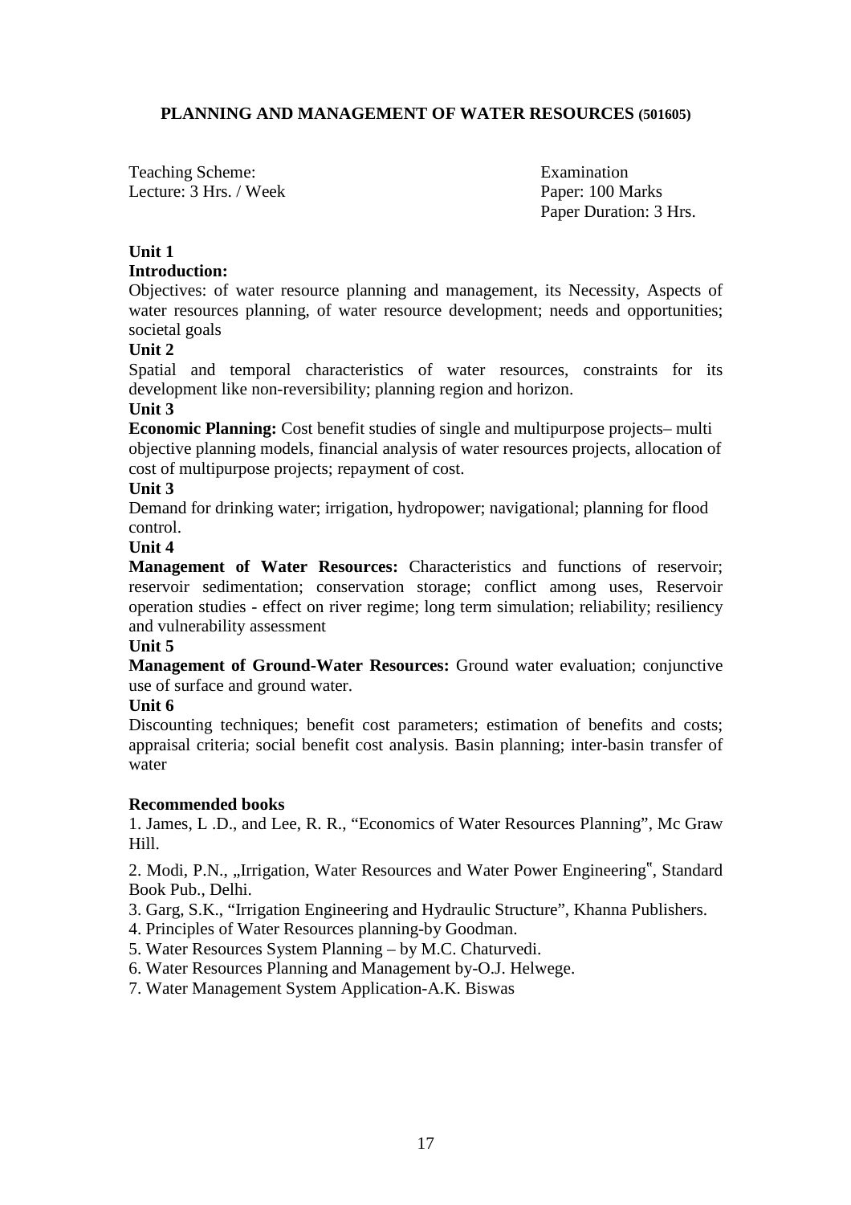## PLANNING AND MANAGEMENT OF WATER RESOURCES (501605)

| Teaching Scheme: | Examination |
|---|---|
| Lecture: 3 Hrs. / Week | Paper: 100 Marks |
| | Paper Duration: 3 Hrs. |

**Unit 1**

**Introduction:**

Objectives: of water resource planning and management, its Necessity, Aspects of water resources planning, of water resource development; needs and opportunities; societal goals

**Unit 2**

Spatial and temporal characteristics of water resources, constraints for its development like non-reversibility; planning region and horizon.

**Unit 3**

**Economic Planning:** Cost benefit studies of single and multipurpose projects– multi objective planning models, financial analysis of water resources projects, allocation of cost of multipurpose projects; repayment of cost.

**Unit 3**

Demand for drinking water; irrigation, hydropower; navigational; planning for flood control.

**Unit 4**

**Management of Water Resources:** Characteristics and functions of reservoir; reservoir sedimentation; conservation storage; conflict among uses, Reservoir operation studies - effect on river regime; long term simulation; reliability; resiliency and vulnerability assessment

**Unit 5**

**Management of Ground-Water Resources:** Ground water evaluation; conjunctive use of surface and ground water.

**Unit 6**

Discounting techniques; benefit cost parameters; estimation of benefits and costs; appraisal criteria; social benefit cost analysis. Basin planning; inter-basin transfer of water

**Recommended books**

1. James, L .D., and Lee, R. R., "Economics of Water Resources Planning", Mc Graw Hill.
2. Modi, P.N., „Irrigation, Water Resources and Water Power Engineering‟, Standard Book Pub., Delhi.
3. Garg, S.K., "Irrigation Engineering and Hydraulic Structure", Khanna Publishers.
4. Principles of Water Resources planning-by Goodman.
5. Water Resources System Planning – by M.C. Chaturvedi.
6. Water Resources Planning and Management by-O.J. Helwege.
7. Water Management System Application-A.K. Biswas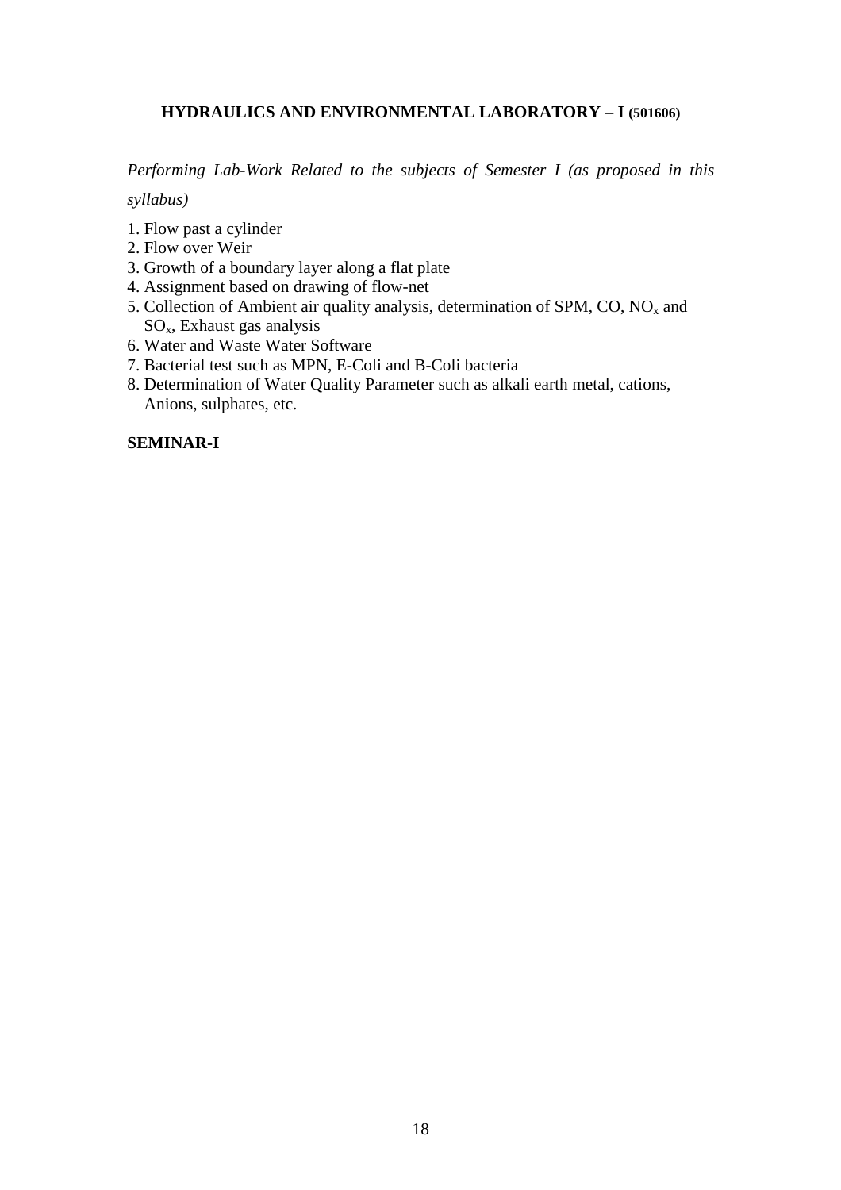## HYDRAULICS AND ENVIRONMENTAL LABORATORY – I (501606)

*Performing Lab-Work Related to the subjects of Semester I (as proposed in this syllabus)*

1. Flow past a cylinder
2. Flow over Weir
3. Growth of a boundary layer along a flat plate
4. Assignment based on drawing of flow-net
5. Collection of Ambient air quality analysis, determination of SPM, CO, $NO_x$ and $SO_x$, Exhaust gas analysis
6. Water and Waste Water Software
7. Bacterial test such as MPN, E-Coli and B-Coli bacteria
8. Determination of Water Quality Parameter such as alkali earth metal, cations, Anions, sulphates, etc.

## SEMINAR-I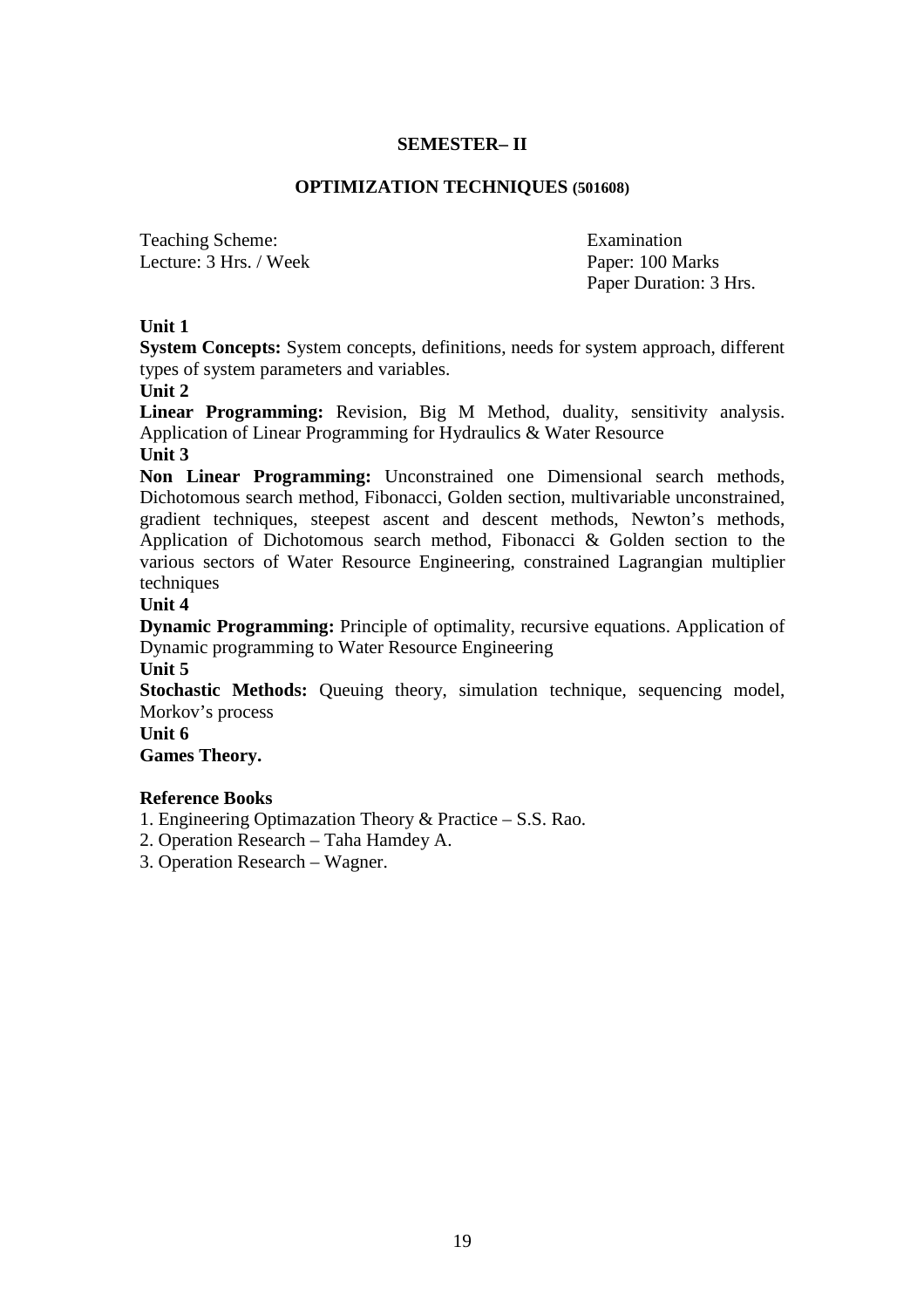## SEMESTER– II

## OPTIMIZATION TECHNIQUES (501608)

Teaching Scheme:
Lecture: 3 Hrs. / Week

Examination
Paper: 100 Marks
Paper Duration: 3 Hrs.

**Unit 1**

**System Concepts:** System concepts, definitions, needs for system approach, different types of system parameters and variables.

**Unit 2**

**Linear Programming:** Revision, Big M Method, duality, sensitivity analysis. Application of Linear Programming for Hydraulics & Water Resource

**Unit 3**

**Non Linear Programming:** Unconstrained one Dimensional search methods, Dichotomous search method, Fibonacci, Golden section, multivariable unconstrained, gradient techniques, steepest ascent and descent methods, Newton's methods, Application of Dichotomous search method, Fibonacci & Golden section to the various sectors of Water Resource Engineering, constrained Lagrangian multiplier techniques

**Unit 4**

**Dynamic Programming:** Principle of optimality, recursive equations. Application of Dynamic programming to Water Resource Engineering

**Unit 5**

**Stochastic Methods:** Queuing theory, simulation technique, sequencing model, Morkov's process

**Unit 6**

**Games Theory.**

**Reference Books**

1. Engineering Optimazation Theory & Practice – S.S. Rao.
2. Operation Research – Taha Hamdey A.
3. Operation Research – Wagner.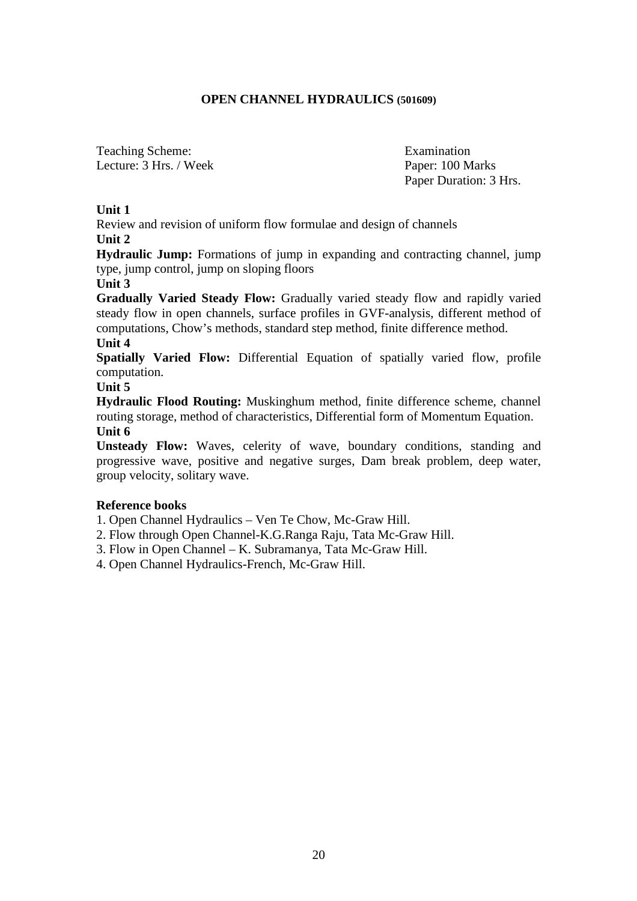## OPEN CHANNEL HYDRAULICS (501609)

Teaching Scheme:
Lecture: 3 Hrs. / Week

Examination
Paper: 100 Marks
Paper Duration: 3 Hrs.

**Unit 1**

Review and revision of uniform flow formulae and design of channels

**Unit 2**

**Hydraulic Jump:** Formations of jump in expanding and contracting channel, jump type, jump control, jump on sloping floors

**Unit 3**

**Gradually Varied Steady Flow:** Gradually varied steady flow and rapidly varied steady flow in open channels, surface profiles in GVF-analysis, different method of computations, Chow's methods, standard step method, finite difference method.

**Unit 4**

**Spatially Varied Flow:** Differential Equation of spatially varied flow, profile computation.

**Unit 5**

**Hydraulic Flood Routing:** Muskinghum method, finite difference scheme, channel routing storage, method of characteristics, Differential form of Momentum Equation.

**Unit 6**

**Unsteady Flow:** Waves, celerity of wave, boundary conditions, standing and progressive wave, positive and negative surges, Dam break problem, deep water, group velocity, solitary wave.

**Reference books**

1. Open Channel Hydraulics – Ven Te Chow, Mc-Graw Hill.
2. Flow through Open Channel-K.G.Ranga Raju, Tata Mc-Graw Hill.
3. Flow in Open Channel – K. Subramanya, Tata Mc-Graw Hill.
4. Open Channel Hydraulics-French, Mc-Graw Hill.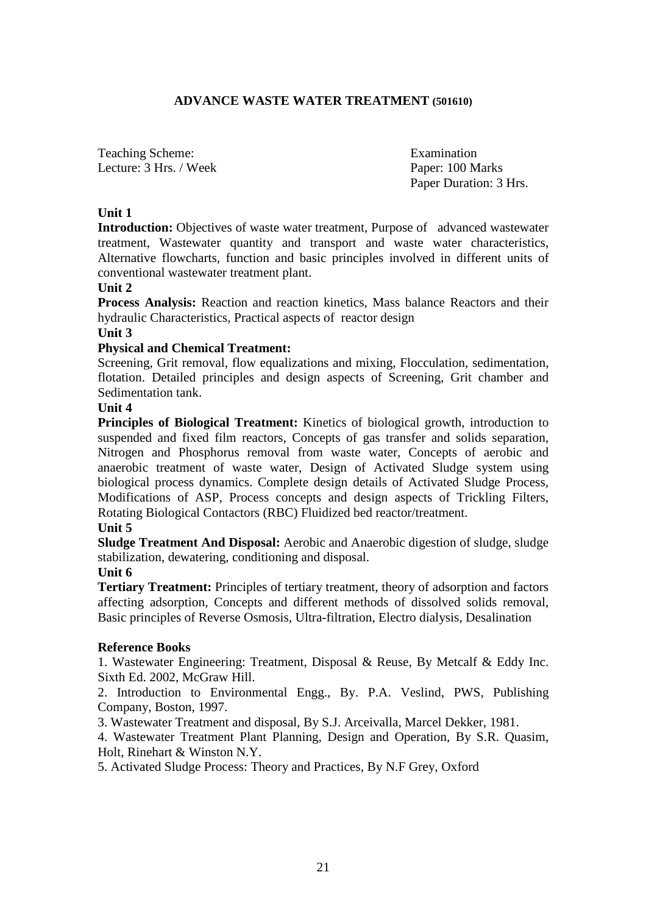# ADVANCE WASTE WATER TREATMENT (501610)

Teaching Scheme:
Lecture: 3 Hrs. / Week

Examination
Paper: 100 Marks
Paper Duration: 3 Hrs.

**Unit 1**

**Introduction:** Objectives of waste water treatment, Purpose of advanced wastewater treatment, Wastewater quantity and transport and waste water characteristics, Alternative flowcharts, function and basic principles involved in different units of conventional wastewater treatment plant.

**Unit 2**

**Process Analysis:** Reaction and reaction kinetics, Mass balance Reactors and their hydraulic Characteristics, Practical aspects of reactor design

**Unit 3**

**Physical and Chemical Treatment:**

Screening, Grit removal, flow equalizations and mixing, Flocculation, sedimentation, flotation. Detailed principles and design aspects of Screening, Grit chamber and Sedimentation tank.

**Unit 4**

**Principles of Biological Treatment:** Kinetics of biological growth, introduction to suspended and fixed film reactors, Concepts of gas transfer and solids separation, Nitrogen and Phosphorus removal from waste water, Concepts of aerobic and anaerobic treatment of waste water, Design of Activated Sludge system using biological process dynamics. Complete design details of Activated Sludge Process, Modifications of ASP, Process concepts and design aspects of Trickling Filters, Rotating Biological Contactors (RBC) Fluidized bed reactor/treatment.

**Unit 5**

**Sludge Treatment And Disposal:** Aerobic and Anaerobic digestion of sludge, sludge stabilization, dewatering, conditioning and disposal.

**Unit 6**

**Tertiary Treatment:** Principles of tertiary treatment, theory of adsorption and factors affecting adsorption, Concepts and different methods of dissolved solids removal, Basic principles of Reverse Osmosis, Ultra-filtration, Electro dialysis, Desalination

**Reference Books**

1. Wastewater Engineering: Treatment, Disposal & Reuse, By Metcalf & Eddy Inc. Sixth Ed. 2002, McGraw Hill.
2. Introduction to Environmental Engg., By. P.A. Veslind, PWS, Publishing Company, Boston, 1997.
3. Wastewater Treatment and disposal, By S.J. Arceivalla, Marcel Dekker, 1981.
4. Wastewater Treatment Plant Planning, Design and Operation, By S.R. Quasim, Holt, Rinehart & Winston N.Y.
5. Activated Sludge Process: Theory and Practices, By N.F Grey, Oxford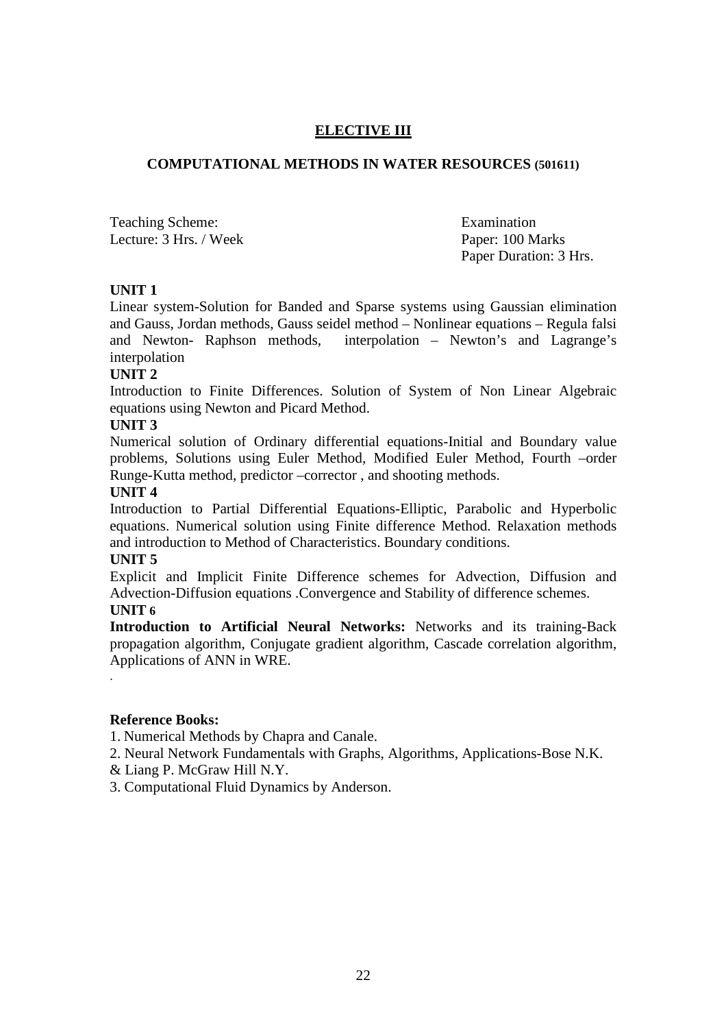## ELECTIVE III

### COMPUTATIONAL METHODS IN WATER RESOURCES (501611)

Teaching Scheme:
Lecture: 3 Hrs. / Week

Examination
Paper: 100 Marks
Paper Duration: 3 Hrs.

**UNIT 1**

Linear system-Solution for Banded and Sparse systems using Gaussian elimination and Gauss, Jordan methods, Gauss seidel method – Nonlinear equations – Regula falsi and Newton- Raphson methods, interpolation – Newton's and Lagrange's interpolation

**UNIT 2**

Introduction to Finite Differences. Solution of System of Non Linear Algebraic equations using Newton and Picard Method.

**UNIT 3**

Numerical solution of Ordinary differential equations-Initial and Boundary value problems, Solutions using Euler Method, Modified Euler Method, Fourth –order Runge-Kutta method, predictor –corrector , and shooting methods.

**UNIT 4**

Introduction to Partial Differential Equations-Elliptic, Parabolic and Hyperbolic equations. Numerical solution using Finite difference Method. Relaxation methods and introduction to Method of Characteristics. Boundary conditions.

**UNIT 5**

Explicit and Implicit Finite Difference schemes for Advection, Diffusion and Advection-Diffusion equations .Convergence and Stability of difference schemes.

**UNIT 6**

**Introduction to Artificial Neural Networks:** Networks and its training-Back propagation algorithm, Conjugate gradient algorithm, Cascade correlation algorithm, Applications of ANN in WRE.

**Reference Books:**

1. Numerical Methods by Chapra and Canale.
2. Neural Network Fundamentals with Graphs, Algorithms, Applications-Bose N.K. & Liang P. McGraw Hill N.Y.
3. Computational Fluid Dynamics by Anderson.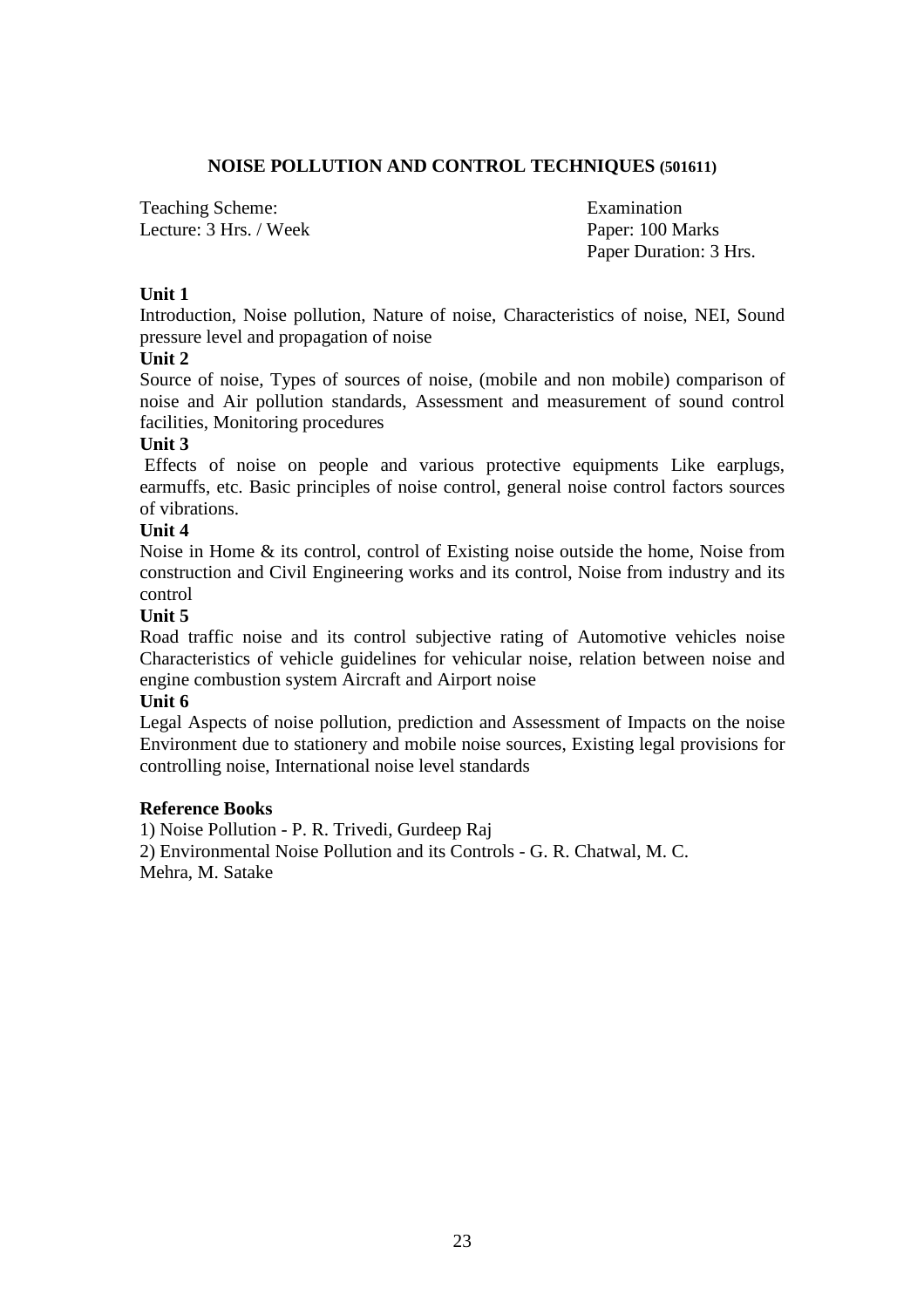## NOISE POLLUTION AND CONTROL TECHNIQUES (501611)

Teaching Scheme:
Lecture: 3 Hrs. / Week

Examination
Paper: 100 Marks
Paper Duration: 3 Hrs.

**Unit 1**

Introduction, Noise pollution, Nature of noise, Characteristics of noise, NEI, Sound pressure level and propagation of noise

**Unit 2**

Source of noise, Types of sources of noise, (mobile and non mobile) comparison of noise and Air pollution standards, Assessment and measurement of sound control facilities, Monitoring procedures

**Unit 3**

Effects of noise on people and various protective equipments Like earplugs, earmuffs, etc. Basic principles of noise control, general noise control factors sources of vibrations.

**Unit 4**

Noise in Home & its control, control of Existing noise outside the home, Noise from construction and Civil Engineering works and its control, Noise from industry and its control

**Unit 5**

Road traffic noise and its control subjective rating of Automotive vehicles noise Characteristics of vehicle guidelines for vehicular noise, relation between noise and engine combustion system Aircraft and Airport noise

**Unit 6**

Legal Aspects of noise pollution, prediction and Assessment of Impacts on the noise Environment due to stationery and mobile noise sources, Existing legal provisions for controlling noise, International noise level standards

**Reference Books**

1) Noise Pollution - P. R. Trivedi, Gurdeep Raj
2) Environmental Noise Pollution and its Controls - G. R. Chatwal, M. C. Mehra, M. Satake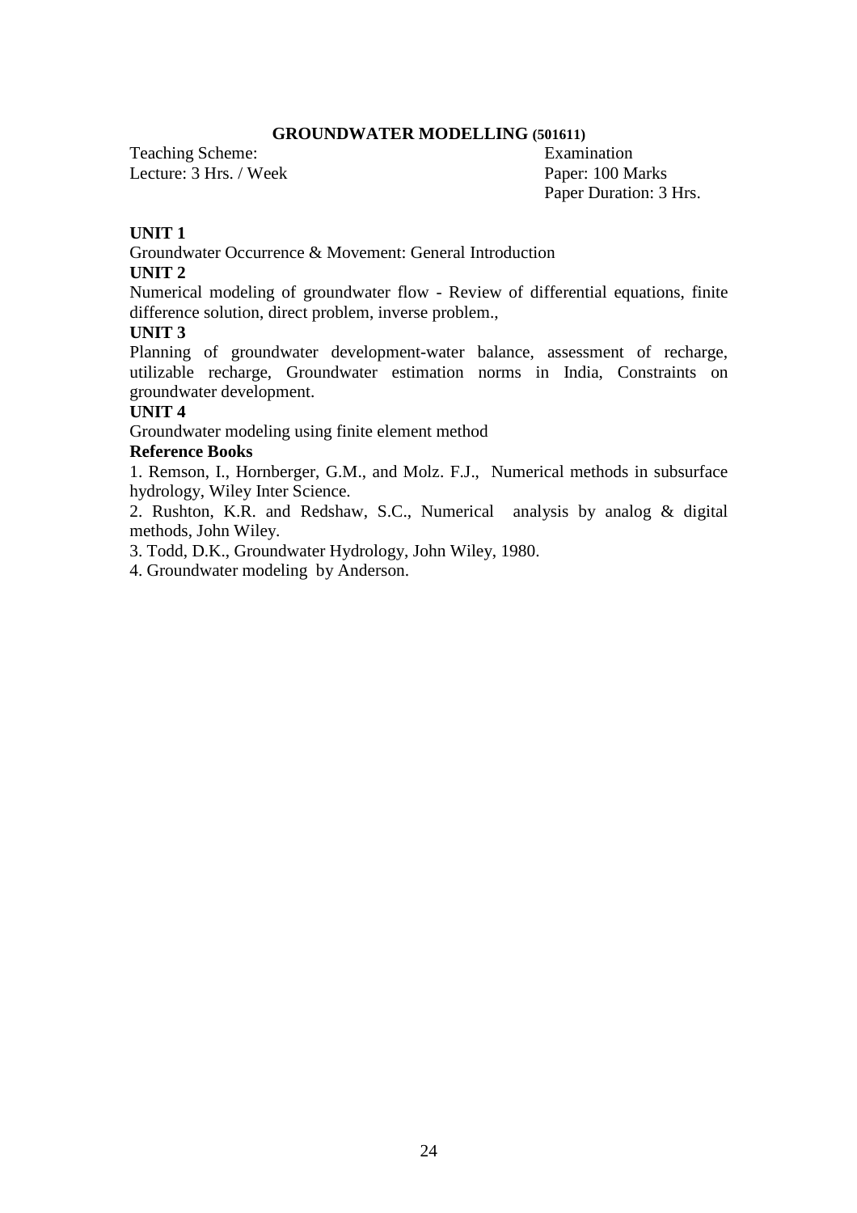## GROUNDWATER MODELLING (501611)

Teaching Scheme:
Lecture: 3 Hrs. / Week

Examination
Paper: 100 Marks
Paper Duration: 3 Hrs.

**UNIT 1**

Groundwater Occurrence & Movement: General Introduction

**UNIT 2**

Numerical modeling of groundwater flow - Review of differential equations, finite difference solution, direct problem, inverse problem.,

**UNIT 3**

Planning of groundwater development-water balance, assessment of recharge, utilizable recharge, Groundwater estimation norms in India, Constraints on groundwater development.

**UNIT 4**

Groundwater modeling using finite element method

**Reference Books**

1. Remson, I., Hornberger, G.M., and Molz. F.J., Numerical methods in subsurface hydrology, Wiley Inter Science.
2. Rushton, K.R. and Redshaw, S.C., Numerical analysis by analog & digital methods, John Wiley.
3. Todd, D.K., Groundwater Hydrology, John Wiley, 1980.
4. Groundwater modeling by Anderson.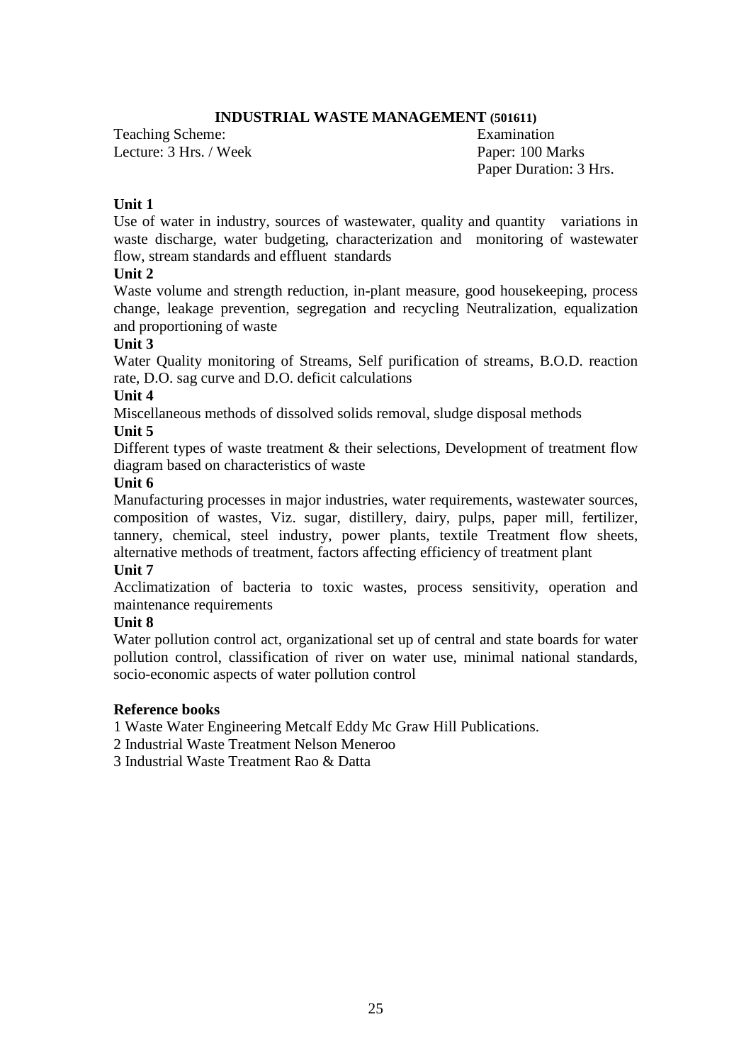# INDUSTRIAL WASTE MANAGEMENT (501611)

| Teaching Scheme: | Examination |
|---|---|
| Lecture: 3 Hrs. / Week | Paper: 100 Marks |
| | Paper Duration: 3 Hrs. |

**Unit 1**

Use of water in industry, sources of wastewater, quality and quantity variations in waste discharge, water budgeting, characterization and monitoring of wastewater flow, stream standards and effluent standards

**Unit 2**

Waste volume and strength reduction, in-plant measure, good housekeeping, process change, leakage prevention, segregation and recycling Neutralization, equalization and proportioning of waste

**Unit 3**

Water Quality monitoring of Streams, Self purification of streams, B.O.D. reaction rate, D.O. sag curve and D.O. deficit calculations

**Unit 4**

Miscellaneous methods of dissolved solids removal, sludge disposal methods

**Unit 5**

Different types of waste treatment & their selections, Development of treatment flow diagram based on characteristics of waste

**Unit 6**

Manufacturing processes in major industries, water requirements, wastewater sources, composition of wastes, Viz. sugar, distillery, dairy, pulps, paper mill, fertilizer, tannery, chemical, steel industry, power plants, textile Treatment flow sheets, alternative methods of treatment, factors affecting efficiency of treatment plant

**Unit 7**

Acclimatization of bacteria to toxic wastes, process sensitivity, operation and maintenance requirements

**Unit 8**

Water pollution control act, organizational set up of central and state boards for water pollution control, classification of river on water use, minimal national standards, socio-economic aspects of water pollution control

**Reference books**

1 Waste Water Engineering Metcalf Eddy Mc Graw Hill Publications.

2 Industrial Waste Treatment Nelson Meneroo

3 Industrial Waste Treatment Rao & Datta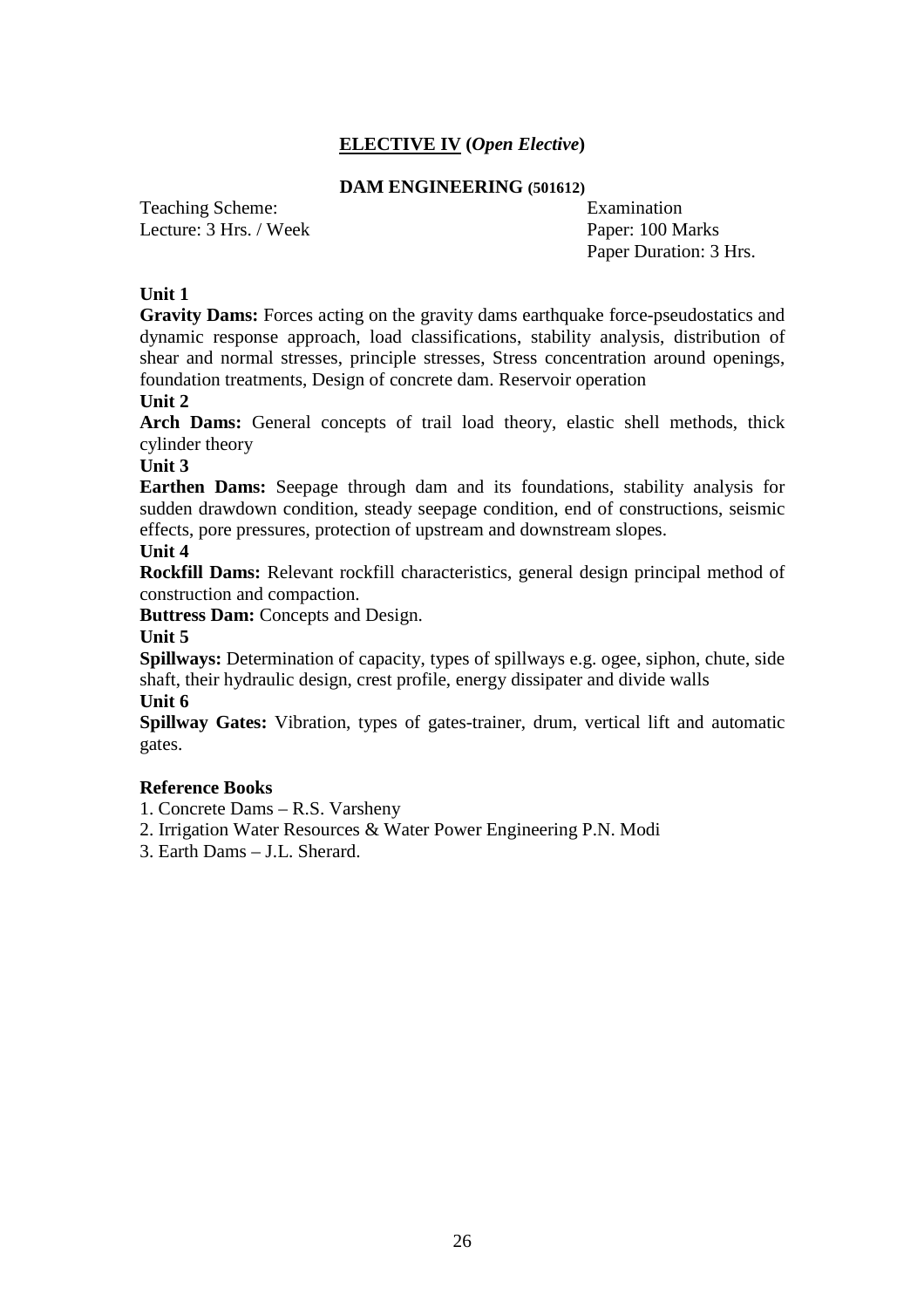## <u>ELECTIVE IV</u> (*Open Elective*)

### DAM ENGINEERING (501612)

Teaching Scheme:
Lecture: 3 Hrs. / Week

Examination
Paper: 100 Marks
Paper Duration: 3 Hrs.

**Unit 1**

**Gravity Dams:** Forces acting on the gravity dams earthquake force-pseudostatics and dynamic response approach, load classifications, stability analysis, distribution of shear and normal stresses, principle stresses, Stress concentration around openings, foundation treatments, Design of concrete dam. Reservoir operation

**Unit 2**

**Arch Dams:** General concepts of trail load theory, elastic shell methods, thick cylinder theory

**Unit 3**

**Earthen Dams:** Seepage through dam and its foundations, stability analysis for sudden drawdown condition, steady seepage condition, end of constructions, seismic effects, pore pressures, protection of upstream and downstream slopes.

**Unit 4**

**Rockfill Dams:** Relevant rockfill characteristics, general design principal method of construction and compaction.

**Buttress Dam:** Concepts and Design.

**Unit 5**

**Spillways:** Determination of capacity, types of spillways e.g. ogee, siphon, chute, side shaft, their hydraulic design, crest profile, energy dissipater and divide walls

**Unit 6**

**Spillway Gates:** Vibration, types of gates-trainer, drum, vertical lift and automatic gates.

**Reference Books**

1. Concrete Dams – R.S. Varsheny
2. Irrigation Water Resources & Water Power Engineering P.N. Modi
3. Earth Dams – J.L. Sherard.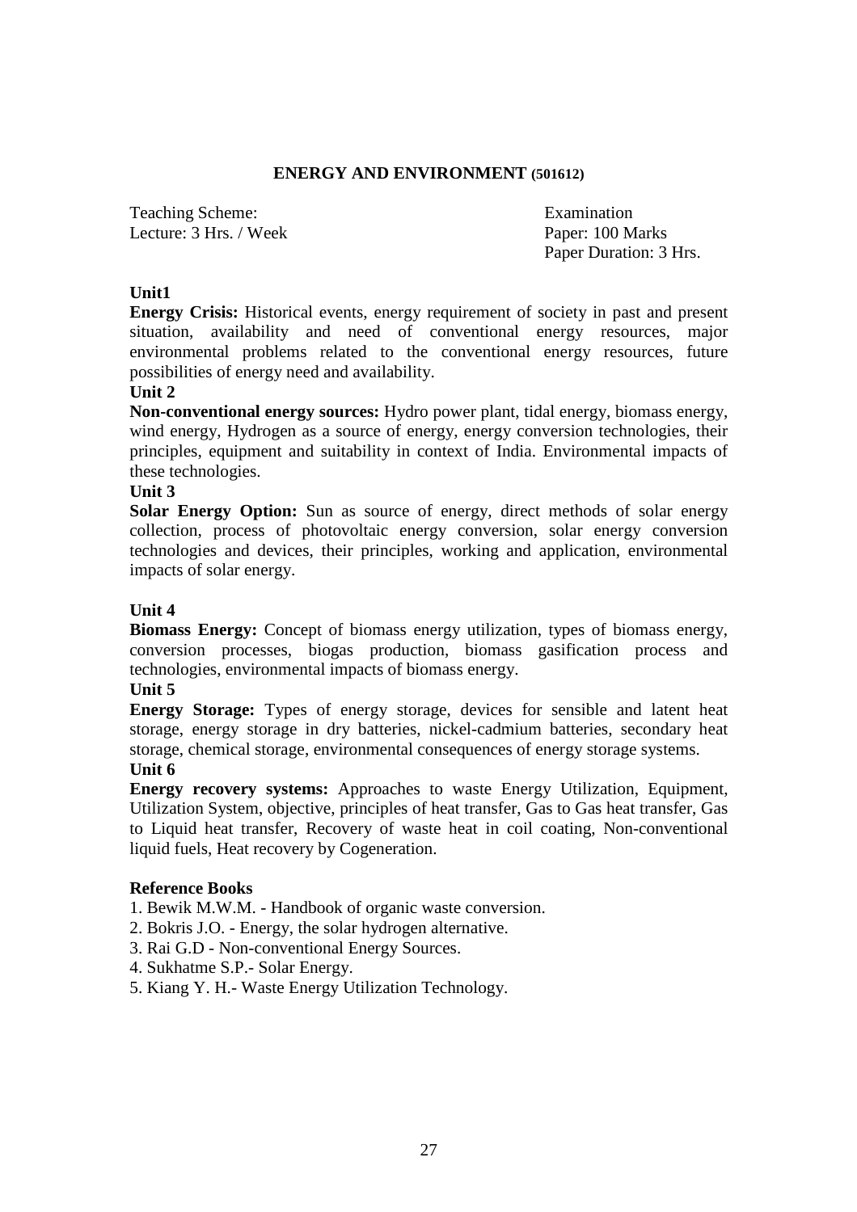## ENERGY AND ENVIRONMENT (501612)

| Teaching Scheme: | Examination |
|---|---|
| Lecture: 3 Hrs. / Week | Paper: 100 Marks |
| | Paper Duration: 3 Hrs. |

**Unit1**

**Energy Crisis:** Historical events, energy requirement of society in past and present situation, availability and need of conventional energy resources, major environmental problems related to the conventional energy resources, future possibilities of energy need and availability.

**Unit 2**

**Non-conventional energy sources:** Hydro power plant, tidal energy, biomass energy, wind energy, Hydrogen as a source of energy, energy conversion technologies, their principles, equipment and suitability in context of India. Environmental impacts of these technologies.

**Unit 3**

**Solar Energy Option:** Sun as source of energy, direct methods of solar energy collection, process of photovoltaic energy conversion, solar energy conversion technologies and devices, their principles, working and application, environmental impacts of solar energy.

**Unit 4**

**Biomass Energy:** Concept of biomass energy utilization, types of biomass energy, conversion processes, biogas production, biomass gasification process and technologies, environmental impacts of biomass energy.

**Unit 5**

**Energy Storage:** Types of energy storage, devices for sensible and latent heat storage, energy storage in dry batteries, nickel-cadmium batteries, secondary heat storage, chemical storage, environmental consequences of energy storage systems.

**Unit 6**

**Energy recovery systems:** Approaches to waste Energy Utilization, Equipment, Utilization System, objective, principles of heat transfer, Gas to Gas heat transfer, Gas to Liquid heat transfer, Recovery of waste heat in coil coating, Non-conventional liquid fuels, Heat recovery by Cogeneration.

**Reference Books**

1. Bewik M.W.M. - Handbook of organic waste conversion.
2. Bokris J.O. - Energy, the solar hydrogen alternative.
3. Rai G.D - Non-conventional Energy Sources.
4. Sukhatme S.P.- Solar Energy.
5. Kiang Y. H.- Waste Energy Utilization Technology.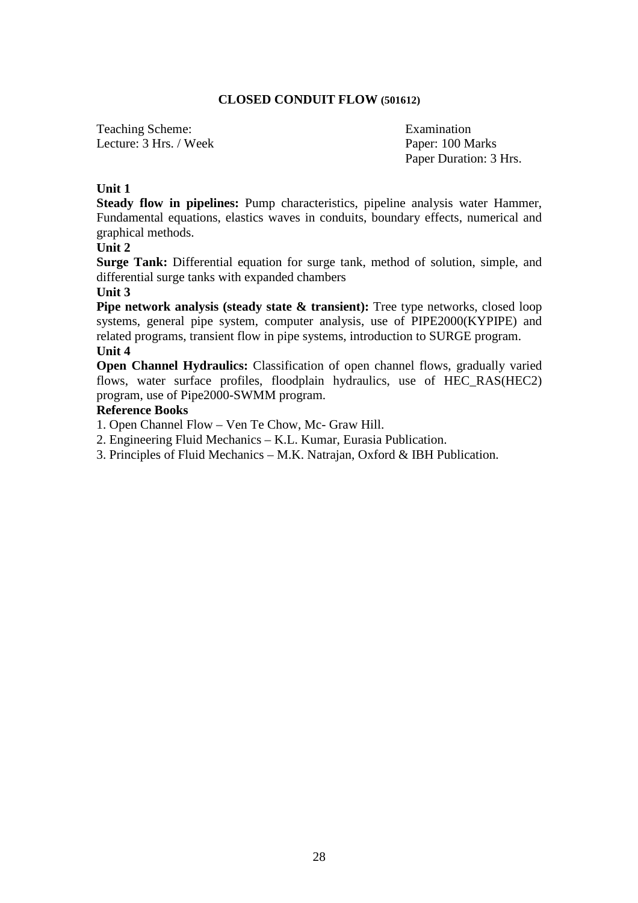## CLOSED CONDUIT FLOW (501612)

Teaching Scheme:
Lecture: 3 Hrs. / Week

Examination
Paper: 100 Marks
Paper Duration: 3 Hrs.

**Unit 1**

**Steady flow in pipelines:** Pump characteristics, pipeline analysis water Hammer, Fundamental equations, elastics waves in conduits, boundary effects, numerical and graphical methods.

**Unit 2**

**Surge Tank:** Differential equation for surge tank, method of solution, simple, and differential surge tanks with expanded chambers

**Unit 3**

**Pipe network analysis (steady state & transient):** Tree type networks, closed loop systems, general pipe system, computer analysis, use of PIPE2000(KYPIPE) and related programs, transient flow in pipe systems, introduction to SURGE program.

**Unit 4**

**Open Channel Hydraulics:** Classification of open channel flows, gradually varied flows, water surface profiles, floodplain hydraulics, use of HEC_RAS(HEC2) program, use of Pipe2000-SWMM program.

**Reference Books**

1. Open Channel Flow – Ven Te Chow, Mc- Graw Hill.
2. Engineering Fluid Mechanics – K.L. Kumar, Eurasia Publication.
3. Principles of Fluid Mechanics – M.K. Natrajan, Oxford & IBH Publication.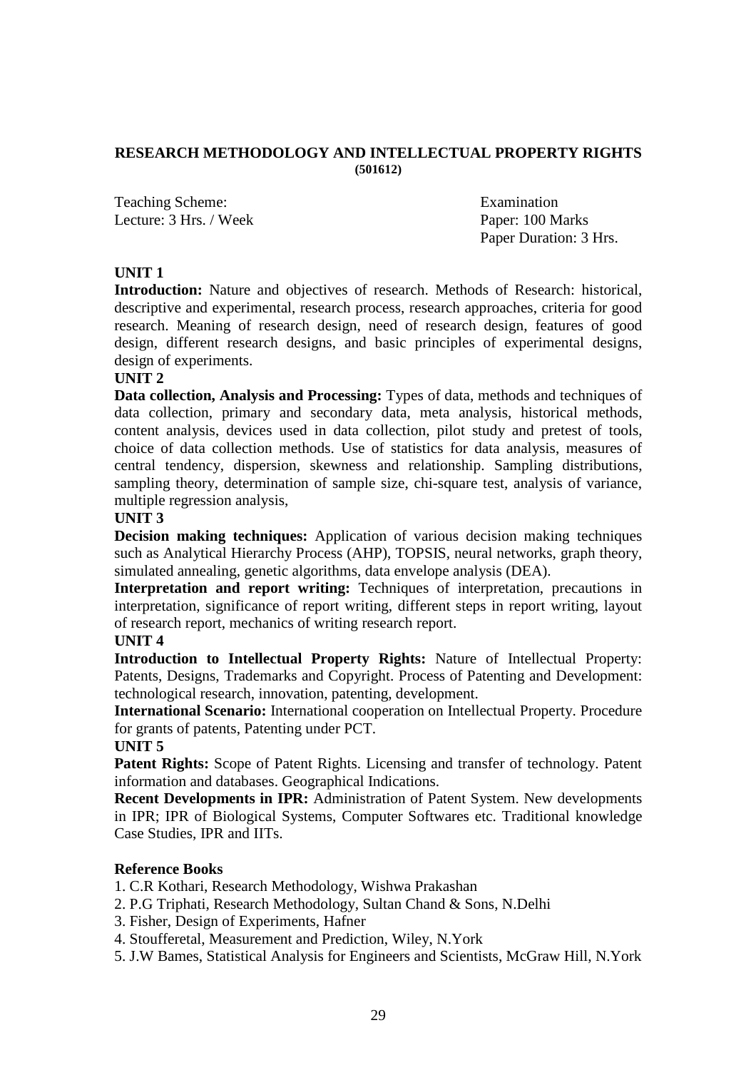## RESEARCH METHODOLOGY AND INTELLECTUAL PROPERTY RIGHTS

**(501612)**

Teaching Scheme:
Lecture: 3 Hrs. / Week

Examination
Paper: 100 Marks
Paper Duration: 3 Hrs.

**UNIT 1**

**Introduction:** Nature and objectives of research. Methods of Research: historical, descriptive and experimental, research process, research approaches, criteria for good research. Meaning of research design, need of research design, features of good design, different research designs, and basic principles of experimental designs, design of experiments.

**UNIT 2**

**Data collection, Analysis and Processing:** Types of data, methods and techniques of data collection, primary and secondary data, meta analysis, historical methods, content analysis, devices used in data collection, pilot study and pretest of tools, choice of data collection methods. Use of statistics for data analysis, measures of central tendency, dispersion, skewness and relationship. Sampling distributions, sampling theory, determination of sample size, chi-square test, analysis of variance, multiple regression analysis,

**UNIT 3**

**Decision making techniques:** Application of various decision making techniques such as Analytical Hierarchy Process (AHP), TOPSIS, neural networks, graph theory, simulated annealing, genetic algorithms, data envelope analysis (DEA).

**Interpretation and report writing:** Techniques of interpretation, precautions in interpretation, significance of report writing, different steps in report writing, layout of research report, mechanics of writing research report.

**UNIT 4**

**Introduction to Intellectual Property Rights:** Nature of Intellectual Property: Patents, Designs, Trademarks and Copyright. Process of Patenting and Development: technological research, innovation, patenting, development.

**International Scenario:** International cooperation on Intellectual Property. Procedure for grants of patents, Patenting under PCT.

**UNIT 5**

**Patent Rights:** Scope of Patent Rights. Licensing and transfer of technology. Patent information and databases. Geographical Indications.

**Recent Developments in IPR:** Administration of Patent System. New developments in IPR; IPR of Biological Systems, Computer Softwares etc. Traditional knowledge Case Studies, IPR and IITs.

**Reference Books**

1. C.R Kothari, Research Methodology, Wishwa Prakashan
2. P.G Triphati, Research Methodology, Sultan Chand & Sons, N.Delhi
3. Fisher, Design of Experiments, Hafner
4. Stoufferetal, Measurement and Prediction, Wiley, N.York
5. J.W Bames, Statistical Analysis for Engineers and Scientists, McGraw Hill, N.York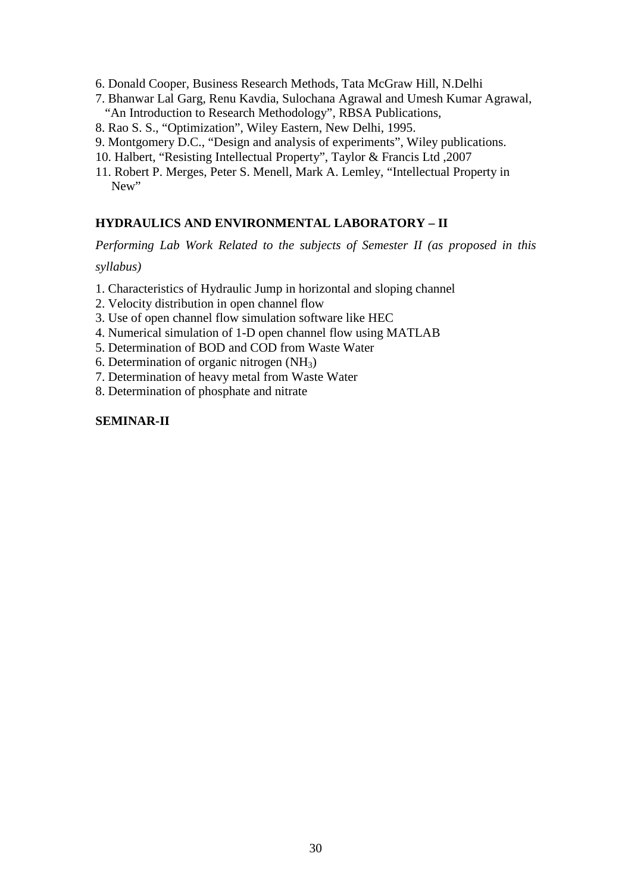6. Donald Cooper, Business Research Methods, Tata McGraw Hill, N.Delhi
7. Bhanwar Lal Garg, Renu Kavdia, Sulochana Agrawal and Umesh Kumar Agrawal, "An Introduction to Research Methodology", RBSA Publications,
8. Rao S. S., "Optimization", Wiley Eastern, New Delhi, 1995.
9. Montgomery D.C., "Design and analysis of experiments", Wiley publications.
10. Halbert, "Resisting Intellectual Property", Taylor & Francis Ltd ,2007
11. Robert P. Merges, Peter S. Menell, Mark A. Lemley, "Intellectual Property in New"

## HYDRAULICS AND ENVIRONMENTAL LABORATORY – II

*Performing Lab Work Related to the subjects of Semester II (as proposed in this syllabus)*

1. Characteristics of Hydraulic Jump in horizontal and sloping channel
2. Velocity distribution in open channel flow
3. Use of open channel flow simulation software like HEC
4. Numerical simulation of 1-D open channel flow using MATLAB
5. Determination of BOD and COD from Waste Water
6. Determination of organic nitrogen ($NH_3$)
7. Determination of heavy metal from Waste Water
8. Determination of phosphate and nitrate

## SEMINAR-II